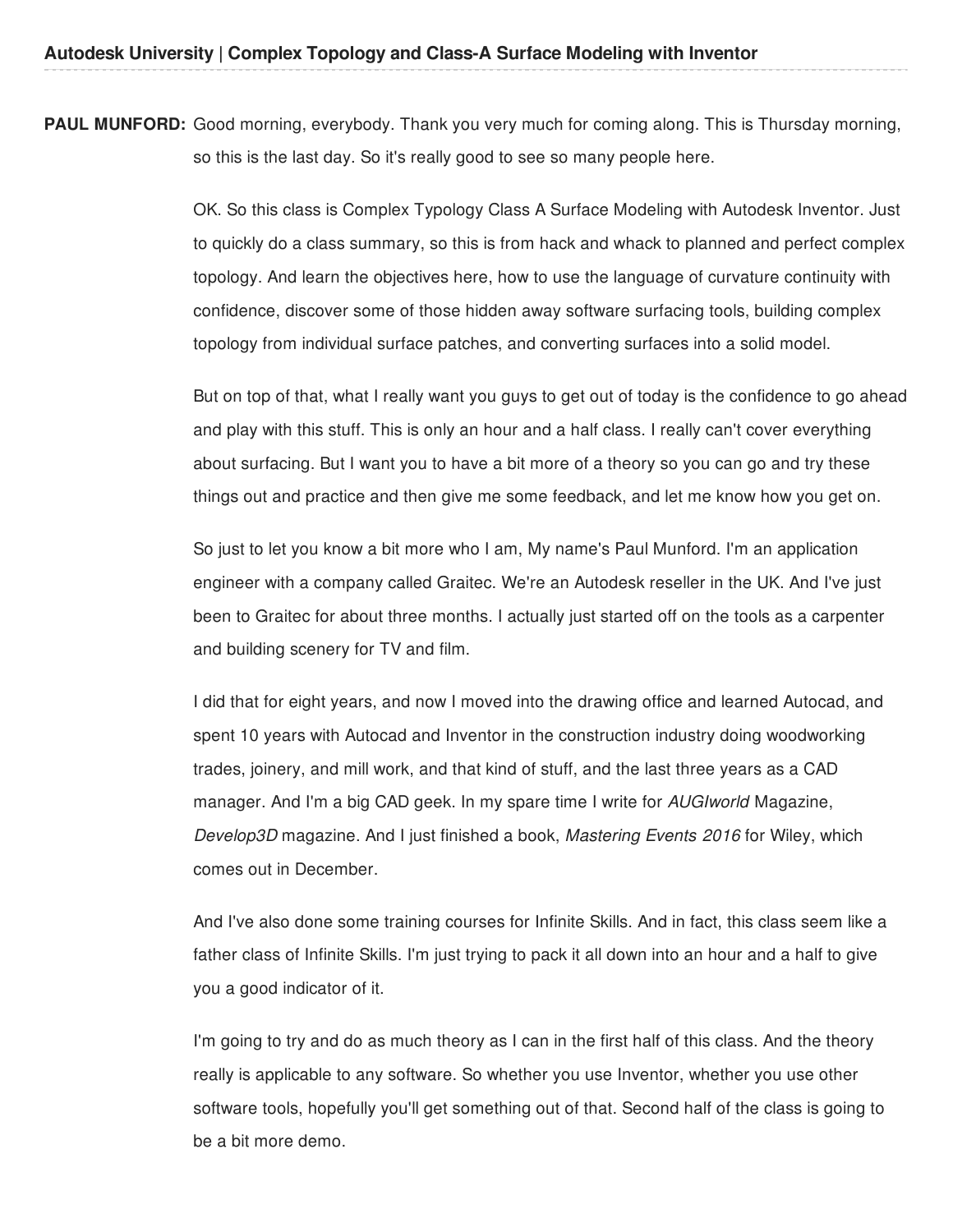**PAUL MUNFORD:** Good morning, everybody. Thank you very much for coming along. This is Thursday morning, so this is the last day. So it's really good to see so many people here.

OK. So this class is Complex Typology Class A Surface Modeling with Autodesk Inventor. Just to quickly do a class summary, so this is from hack and whack to planned and perfect complex topology. And learn the objectives here, how to use the language of curvature continuity with confidence, discover some of those hidden away software surfacing tools, building complex topology from individual surface patches, and converting surfaces into a solid model.

But on top of that, what I really want you guys to get out of today is the confidence to go ahead and play with this stuff. This is only an hour and a half class. I really can't cover everything about surfacing. But I want you to have a bit more of a theory so you can go and try these things out and practice and then give me some feedback, and let me know how you get on.

So just to let you know a bit more who I am, My name's Paul Munford. I'm an application engineer with a company called Graitec. We're an Autodesk reseller in the UK. And I've just been to Graitec for about three months. I actually just started off on the tools as a carpenter and building scenery for TV and film.

I did that for eight years, and now I moved into the drawing office and learned Autocad, and spent 10 years with Autocad and Inventor in the construction industry doing woodworking trades, joinery, and mill work, and that kind of stuff, and the last three years as a CAD manager. And I'm a big CAD geek. In my spare time I write for *AUGIworld* Magazine, *Develop3D* magazine. And I just finished a book, *Mastering Events 2016* for Wiley, which comes out in December.

And I've also done some training courses for Infinite Skills. And in fact, this class seem like a father class of Infinite Skills. I'm just trying to pack it all down into an hour and a half to give you a good indicator of it.

I'm going to try and do as much theory as I can in the first half of this class. And the theory really is applicable to any software. So whether you use Inventor, whether you use other software tools, hopefully you'll get something out of that. Second half of the class is going to be a bit more demo.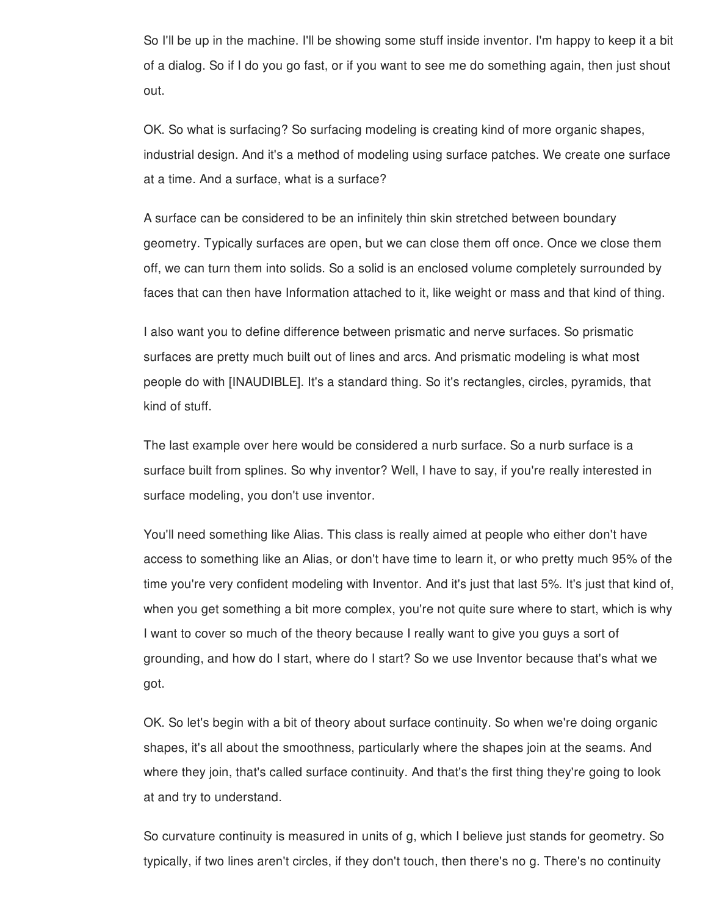So I'll be up in the machine. I'll be showing some stuff inside inventor. I'm happy to keep it a bit of a dialog. So if I do you go fast, or if you want to see me do something again, then just shout out.

OK. So what is surfacing? So surfacing modeling is creating kind of more organic shapes, industrial design. And it's a method of modeling using surface patches. We create one surface at a time. And a surface, what is a surface?

A surface can be considered to be an infinitely thin skin stretched between boundary geometry. Typically surfaces are open, but we can close them off once. Once we close them off, we can turn them into solids. So a solid is an enclosed volume completely surrounded by faces that can then have Information attached to it, like weight or mass and that kind of thing.

I also want you to define difference between prismatic and nerve surfaces. So prismatic surfaces are pretty much built out of lines and arcs. And prismatic modeling is what most people do with [INAUDIBLE]. It's a standard thing. So it's rectangles, circles, pyramids, that kind of stuff.

The last example over here would be considered a nurb surface. So a nurb surface is a surface built from splines. So why inventor? Well, I have to say, if you're really interested in surface modeling, you don't use inventor.

You'll need something like Alias. This class is really aimed at people who either don't have access to something like an Alias, or don't have time to learn it, or who pretty much 95% of the time you're very confident modeling with Inventor. And it's just that last 5%. It's just that kind of, when you get something a bit more complex, you're not quite sure where to start, which is why I want to cover so much of the theory because I really want to give you guys a sort of grounding, and how do I start, where do I start? So we use Inventor because that's what we got.

OK. So let's begin with a bit of theory about surface continuity. So when we're doing organic shapes, it's all about the smoothness, particularly where the shapes join at the seams. And where they join, that's called surface continuity. And that's the first thing they're going to look at and try to understand.

So curvature continuity is measured in units of g, which I believe just stands for geometry. So typically, if two lines aren't circles, if they don't touch, then there's no g. There's no continuity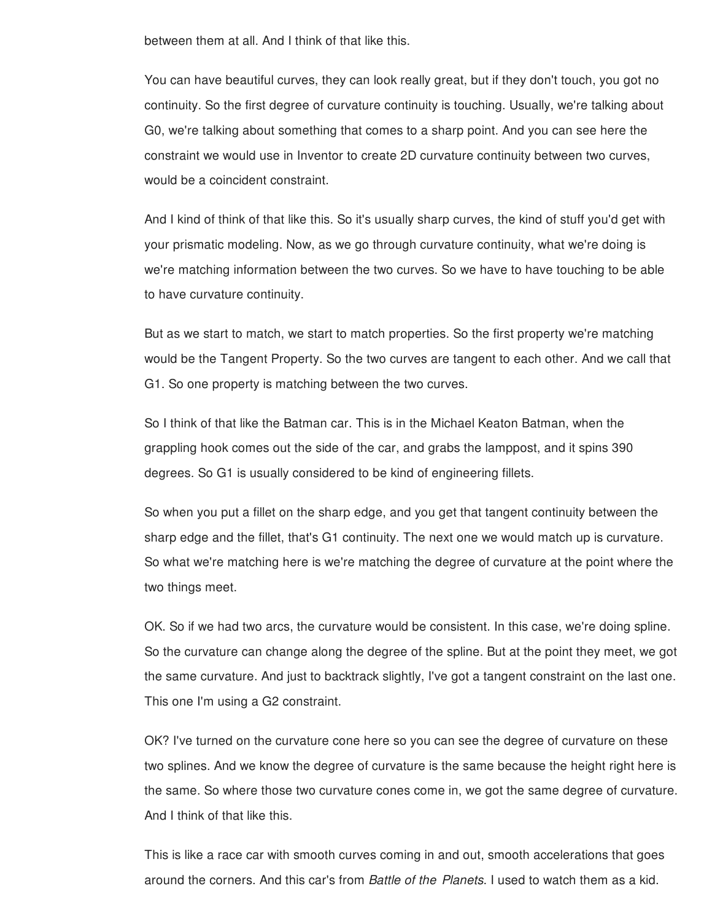between them at all. And I think of that like this.

You can have beautiful curves, they can look really great, but if they don't touch, you got no continuity. So the first degree of curvature continuity is touching. Usually, we're talking about G0, we're talking about something that comes to a sharp point. And you can see here the constraint we would use in Inventor to create 2D curvature continuity between two curves, would be a coincident constraint.

And I kind of think of that like this. So it's usually sharp curves, the kind of stuff you'd get with your prismatic modeling. Now, as we go through curvature continuity, what we're doing is we're matching information between the two curves. So we have to have touching to be able to have curvature continuity.

But as we start to match, we start to match properties. So the first property we're matching would be the Tangent Property. So the two curves are tangent to each other. And we call that G1. So one property is matching between the two curves.

So I think of that like the Batman car. This is in the Michael Keaton Batman, when the grappling hook comes out the side of the car, and grabs the lamppost, and it spins 390 degrees. So G1 is usually considered to be kind of engineering fillets.

So when you put a fillet on the sharp edge, and you get that tangent continuity between the sharp edge and the fillet, that's G1 continuity. The next one we would match up is curvature. So what we're matching here is we're matching the degree of curvature at the point where the two things meet.

OK. So if we had two arcs, the curvature would be consistent. In this case, we're doing spline. So the curvature can change along the degree of the spline. But at the point they meet, we got the same curvature. And just to backtrack slightly, I've got a tangent constraint on the last one. This one I'm using a G2 constraint.

OK? I've turned on the curvature cone here so you can see the degree of curvature on these two splines. And we know the degree of curvature is the same because the height right here is the same. So where those two curvature cones come in, we got the same degree of curvature. And I think of that like this.

This is like a race car with smooth curves coming in and out, smooth accelerations that goes around the corners. And this car's from *Battle of the Planets*. I used to watch them as a kid.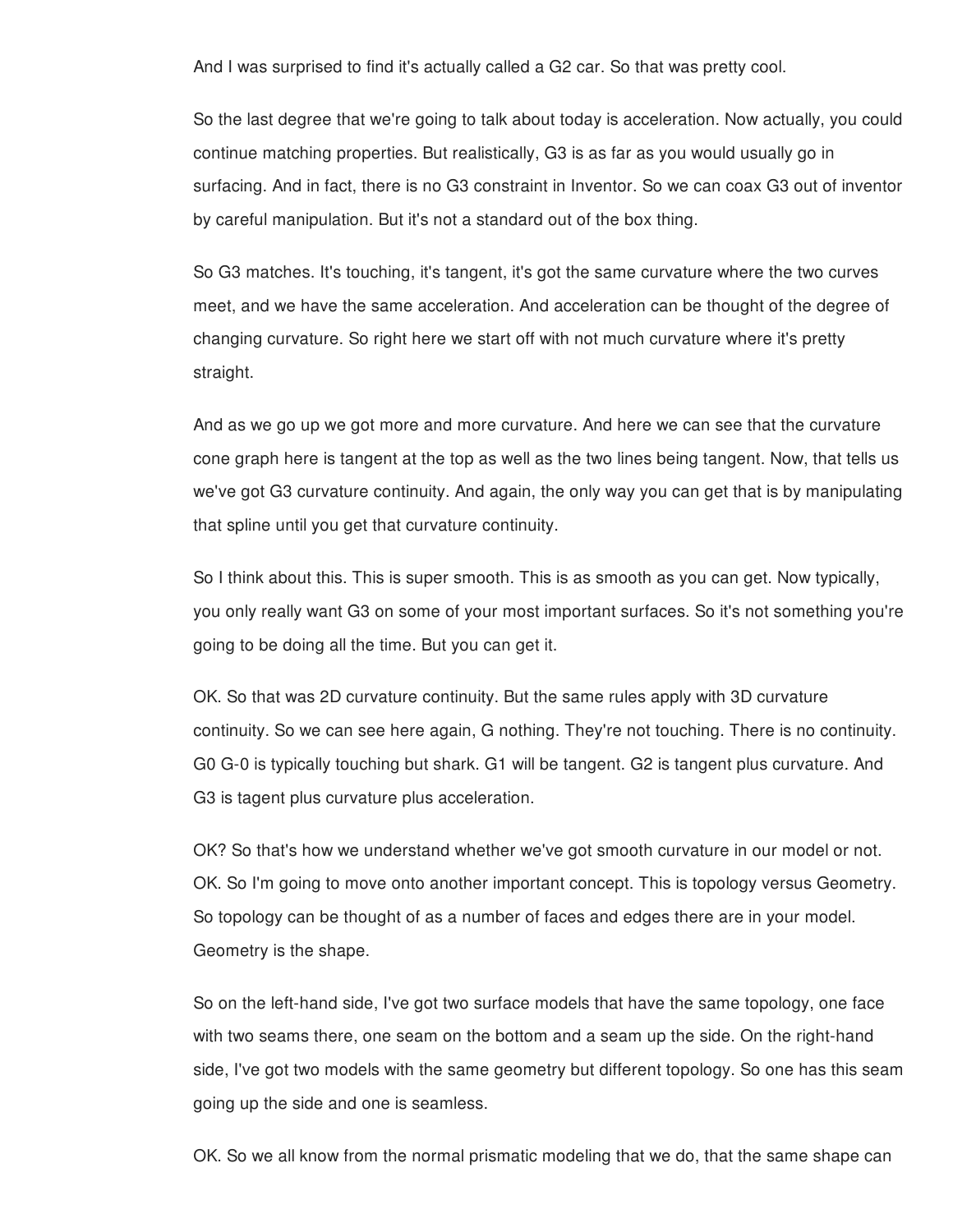And I was surprised to find it's actually called a G2 car. So that was pretty cool.

So the last degree that we're going to talk about today is acceleration. Now actually, you could continue matching properties. But realistically, G3 is as far as you would usually go in surfacing. And in fact, there is no G3 constraint in Inventor. So we can coax G3 out of inventor by careful manipulation. But it's not a standard out of the box thing.

So G3 matches. It's touching, it's tangent, it's got the same curvature where the two curves meet, and we have the same acceleration. And acceleration can be thought of the degree of changing curvature. So right here we start off with not much curvature where it's pretty straight.

And as we go up we got more and more curvature. And here we can see that the curvature cone graph here is tangent at the top as well as the two lines being tangent. Now, that tells us we've got G3 curvature continuity. And again, the only way you can get that is by manipulating that spline until you get that curvature continuity.

So I think about this. This is super smooth. This is as smooth as you can get. Now typically, you only really want G3 on some of your most important surfaces. So it's not something you're going to be doing all the time. But you can get it.

OK. So that was 2D curvature continuity. But the same rules apply with 3D curvature continuity. So we can see here again, G nothing. They're not touching. There is no continuity. G0 G-0 is typically touching but shark. G1 will be tangent. G2 is tangent plus curvature. And G3 is tagent plus curvature plus acceleration.

OK? So that's how we understand whether we've got smooth curvature in our model or not. OK. So I'm going to move onto another important concept. This is topology versus Geometry. So topology can be thought of as a number of faces and edges there are in your model. Geometry is the shape.

So on the left-hand side, I've got two surface models that have the same topology, one face with two seams there, one seam on the bottom and a seam up the side. On the right-hand side, I've got two models with the same geometry but different topology. So one has this seam going up the side and one is seamless.

OK. So we all know from the normal prismatic modeling that we do, that the same shape can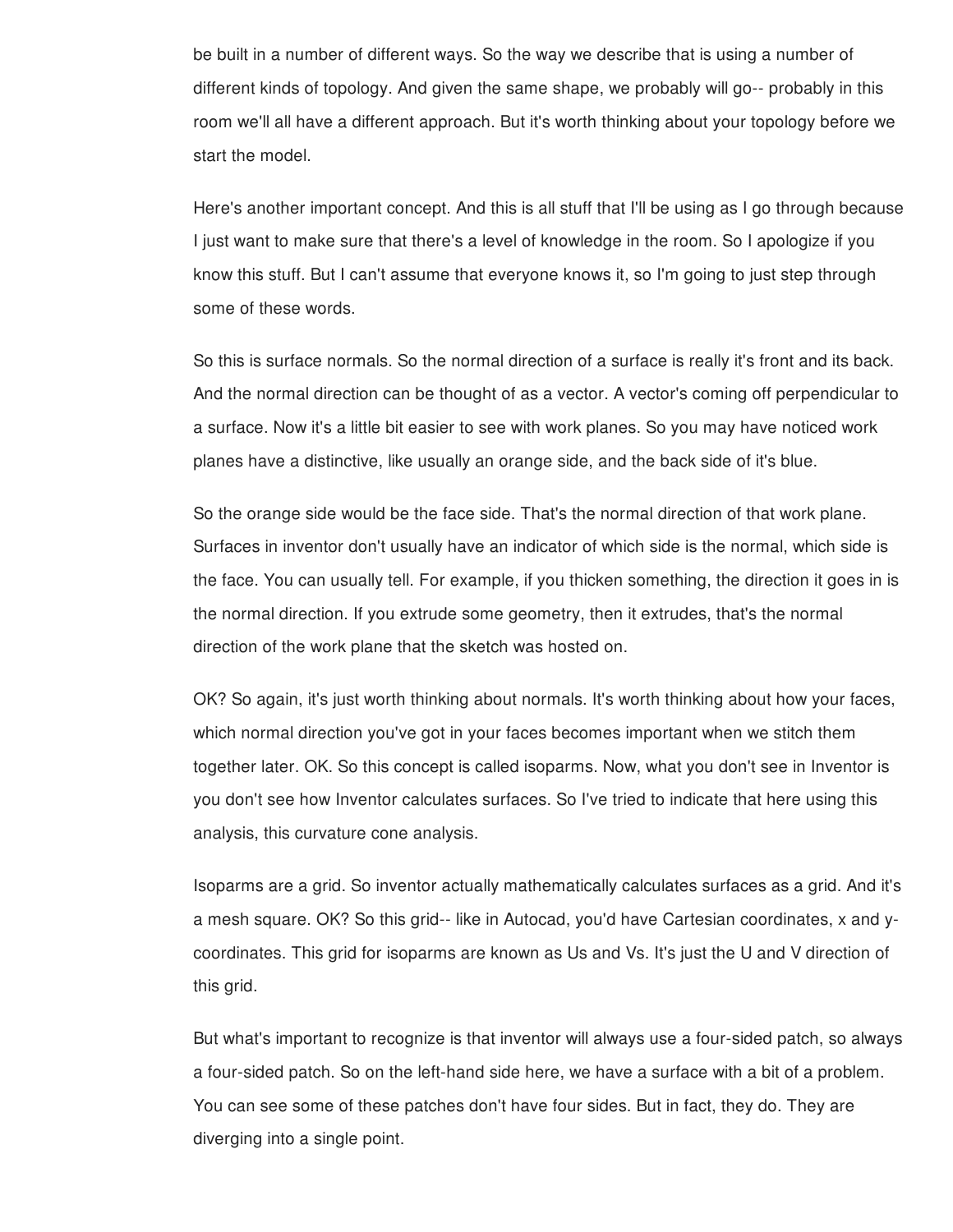be built in a number of different ways. So the way we describe that is using a number of different kinds of topology. And given the same shape, we probably will go-- probably in this room we'll all have a different approach. But it's worth thinking about your topology before we start the model.

Here's another important concept. And this is all stuff that I'll be using as I go through because I just want to make sure that there's a level of knowledge in the room. So I apologize if you know this stuff. But I can't assume that everyone knows it, so I'm going to just step through some of these words.

So this is surface normals. So the normal direction of a surface is really it's front and its back. And the normal direction can be thought of as a vector. A vector's coming off perpendicular to a surface. Now it's a little bit easier to see with work planes. So you may have noticed work planes have a distinctive, like usually an orange side, and the back side of it's blue.

So the orange side would be the face side. That's the normal direction of that work plane. Surfaces in inventor don't usually have an indicator of which side is the normal, which side is the face. You can usually tell. For example, if you thicken something, the direction it goes in is the normal direction. If you extrude some geometry, then it extrudes, that's the normal direction of the work plane that the sketch was hosted on.

OK? So again, it's just worth thinking about normals. It's worth thinking about how your faces, which normal direction you've got in your faces becomes important when we stitch them together later. OK. So this concept is called isoparms. Now, what you don't see in Inventor is you don't see how Inventor calculates surfaces. So I've tried to indicate that here using this analysis, this curvature cone analysis.

Isoparms are a grid. So inventor actually mathematically calculates surfaces as a grid. And it's a mesh square. OK? So this grid-- like in Autocad, you'd have Cartesian coordinates, x and y-coordinates. This grid for isoparms are known as Us and Vs. It's just the U and V direction of this grid.

But what's important to recognize is that inventor will always use a four-sided patch, so always a four-sided patch. So on the left-hand side here, we have a surface with a bit of a problem. You can see some of these patches don't have four sides. But in fact, they do. They are diverging into a single point.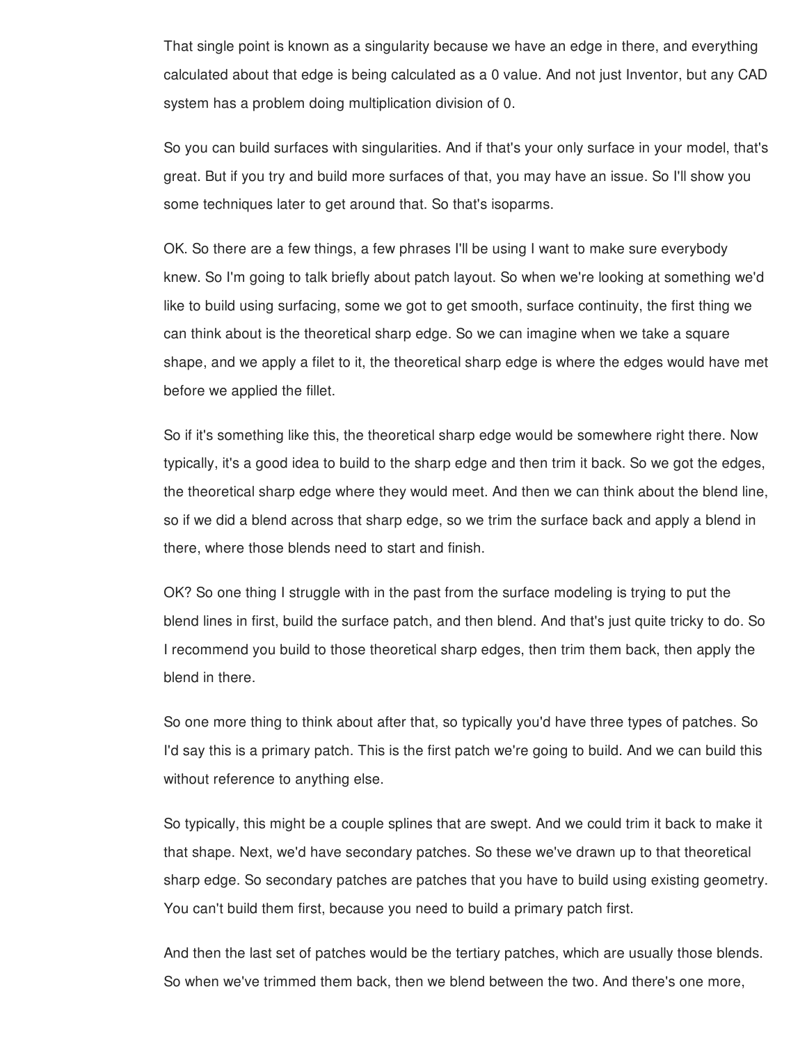That single point is known as a singularity because we have an edge in there, and everything calculated about that edge is being calculated as a 0 value. And not just Inventor, but any CAD system has a problem doing multiplication division of 0.

So you can build surfaces with singularities. And if that's your only surface in your model, that's great. But if you try and build more surfaces of that, you may have an issue. So I'll show you some techniques later to get around that. So that's isoparms.

OK. So there are a few things, a few phrases I'll be using I want to make sure everybody knew. So I'm going to talk briefly about patch layout. So when we're looking at something we'd like to build using surfacing, some we got to get smooth, surface continuity, the first thing we can think about is the theoretical sharp edge. So we can imagine when we take a square shape, and we apply a filet to it, the theoretical sharp edge is where the edges would have met before we applied the fillet.

So if it's something like this, the theoretical sharp edge would be somewhere right there. Now typically, it's a good idea to build to the sharp edge and then trim it back. So we got the edges, the theoretical sharp edge where they would meet. And then we can think about the blend line, so if we did a blend across that sharp edge, so we trim the surface back and apply a blend in there, where those blends need to start and finish.

OK? So one thing I struggle with in the past from the surface modeling is trying to put the blend lines in first, build the surface patch, and then blend. And that's just quite tricky to do. So I recommend you build to those theoretical sharp edges, then trim them back, then apply the blend in there.

So one more thing to think about after that, so typically you'd have three types of patches. So I'd say this is a primary patch. This is the first patch we're going to build. And we can build this without reference to anything else.

So typically, this might be a couple splines that are swept. And we could trim it back to make it that shape. Next, we'd have secondary patches. So these we've drawn up to that theoretical sharp edge. So secondary patches are patches that you have to build using existing geometry. You can't build them first, because you need to build a primary patch first.

And then the last set of patches would be the tertiary patches, which are usually those blends. So when we've trimmed them back, then we blend between the two. And there's one more,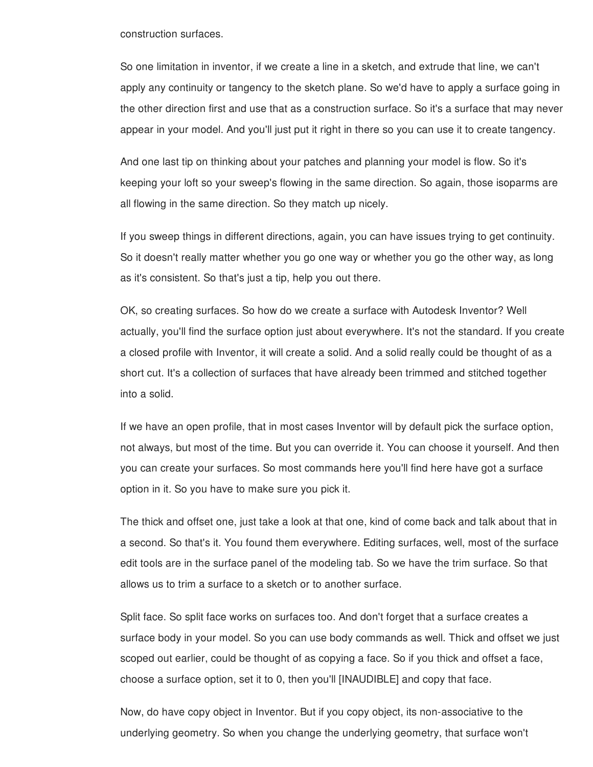construction surfaces.

So one limitation in inventor, if we create a line in a sketch, and extrude that line, we can't apply any continuity or tangency to the sketch plane. So we'd have to apply a surface going in the other direction first and use that as a construction surface. So it's a surface that may never appear in your model. And you'll just put it right in there so you can use it to create tangency.

And one last tip on thinking about your patches and planning your model is flow. So it's keeping your loft so your sweep's flowing in the same direction. So again, those isoparms are all flowing in the same direction. So they match up nicely.

If you sweep things in different directions, again, you can have issues trying to get continuity. So it doesn't really matter whether you go one way or whether you go the other way, as long as it's consistent. So that's just a tip, help you out there.

OK, so creating surfaces. So how do we create a surface with Autodesk Inventor? Well actually, you'll find the surface option just about everywhere. It's not the standard. If you create a closed profile with Inventor, it will create a solid. And a solid really could be thought of as a short cut. It's a collection of surfaces that have already been trimmed and stitched together into a solid.

If we have an open profile, that in most cases Inventor will by default pick the surface option, not always, but most of the time. But you can override it. You can choose it yourself. And then you can create your surfaces. So most commands here you'll find here have got a surface option in it. So you have to make sure you pick it.

The thick and offset one, just take a look at that one, kind of come back and talk about that in a second. So that's it. You found them everywhere. Editing surfaces, well, most of the surface edit tools are in the surface panel of the modeling tab. So we have the trim surface. So that allows us to trim a surface to a sketch or to another surface.

Split face. So split face works on surfaces too. And don't forget that a surface creates a surface body in your model. So you can use body commands as well. Thick and offset we just scoped out earlier, could be thought of as copying a face. So if you thick and offset a face, choose a surface option, set it to 0, then you'll [INAUDIBLE] and copy that face.

Now, do have copy object in Inventor. But if you copy object, its non-associative to the underlying geometry. So when you change the underlying geometry, that surface won't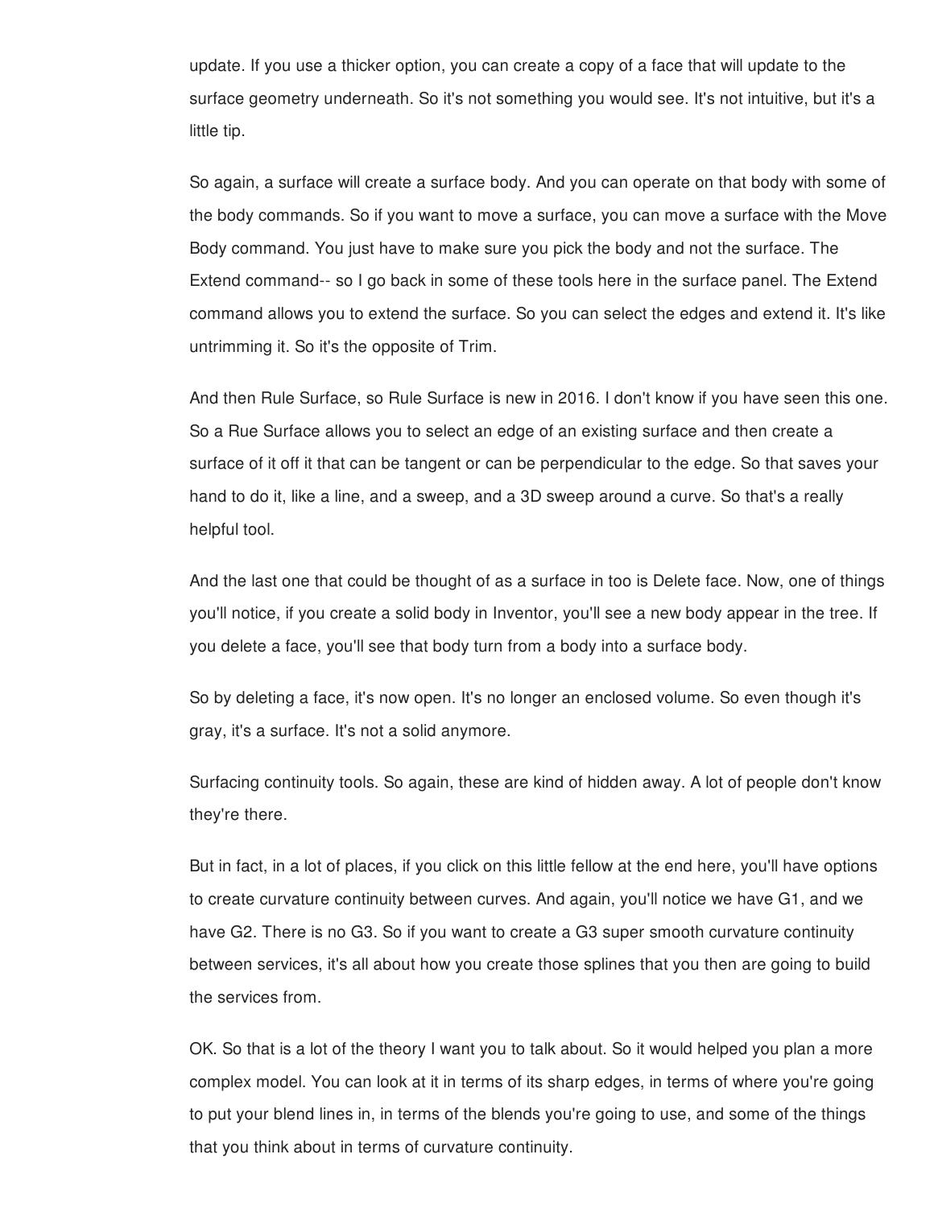update. If you use a thicker option, you can create a copy of a face that will update to the surface geometry underneath. So it's not something you would see. It's not intuitive, but it's a little tip.

So again, a surface will create a surface body. And you can operate on that body with some of the body commands. So if you want to move a surface, you can move a surface with the Move Body command. You just have to make sure you pick the body and not the surface. The Extend command-- so I go back in some of these tools here in the surface panel. The Extend command allows you to extend the surface. So you can select the edges and extend it. It's like untrimming it. So it's the opposite of Trim.

And then Rule Surface, so Rule Surface is new in 2016. I don't know if you have seen this one. So a Rue Surface allows you to select an edge of an existing surface and then create a surface of it off it that can be tangent or can be perpendicular to the edge. So that saves your hand to do it, like a line, and a sweep, and a 3D sweep around a curve. So that's a really helpful tool.

And the last one that could be thought of as a surface in too is Delete face. Now, one of things you'll notice, if you create a solid body in Inventor, you'll see a new body appear in the tree. If you delete a face, you'll see that body turn from a body into a surface body.

So by deleting a face, it's now open. It's no longer an enclosed volume. So even though it's gray, it's a surface. It's not a solid anymore.

Surfacing continuity tools. So again, these are kind of hidden away. A lot of people don't know they're there.

But in fact, in a lot of places, if you click on this little fellow at the end here, you'll have options to create curvature continuity between curves. And again, you'll notice we have G1, and we have G2. There is no G3. So if you want to create a G3 super smooth curvature continuity between services, it's all about how you create those splines that you then are going to build the services from.

OK. So that is a lot of the theory I want you to talk about. So it would helped you plan a more complex model. You can look at it in terms of its sharp edges, in terms of where you're going to put your blend lines in, in terms of the blends you're going to use, and some of the things that you think about in terms of curvature continuity.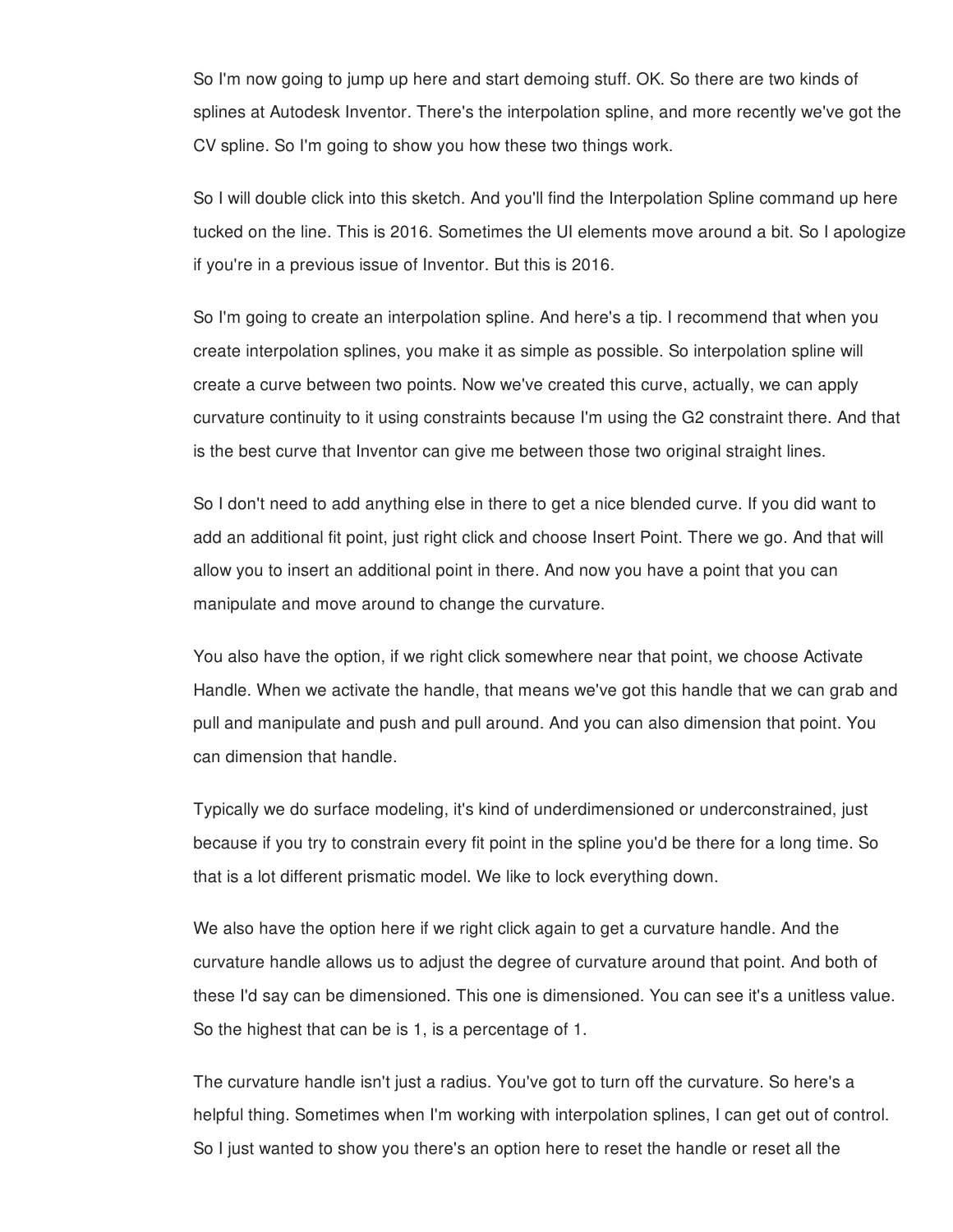So I'm now going to jump up here and start demoing stuff. OK. So there are two kinds of splines at Autodesk Inventor. There's the interpolation spline, and more recently we've got the CV spline. So I'm going to show you how these two things work.

So I will double click into this sketch. And you'll find the Interpolation Spline command up here tucked on the line. This is 2016. Sometimes the UI elements move around a bit. So I apologize if you're in a previous issue of Inventor. But this is 2016.

So I'm going to create an interpolation spline. And here's a tip. I recommend that when you create interpolation splines, you make it as simple as possible. So interpolation spline will create a curve between two points. Now we've created this curve, actually, we can apply curvature continuity to it using constraints because I'm using the G2 constraint there. And that is the best curve that Inventor can give me between those two original straight lines.

So I don't need to add anything else in there to get a nice blended curve. If you did want to add an additional fit point, just right click and choose Insert Point. There we go. And that will allow you to insert an additional point in there. And now you have a point that you can manipulate and move around to change the curvature.

You also have the option, if we right click somewhere near that point, we choose Activate Handle. When we activate the handle, that means we've got this handle that we can grab and pull and manipulate and push and pull around. And you can also dimension that point. You can dimension that handle.

Typically we do surface modeling, it's kind of underdimensioned or underconstrained, just because if you try to constrain every fit point in the spline you'd be there for a long time. So that is a lot different prismatic model. We like to lock everything down.

We also have the option here if we right click again to get a curvature handle. And the curvature handle allows us to adjust the degree of curvature around that point. And both of these I'd say can be dimensioned. This one is dimensioned. You can see it's a unitless value. So the highest that can be is 1, is a percentage of 1.

The curvature handle isn't just a radius. You've got to turn off the curvature. So here's a helpful thing. Sometimes when I'm working with interpolation splines, I can get out of control. So I just wanted to show you there's an option here to reset the handle or reset all the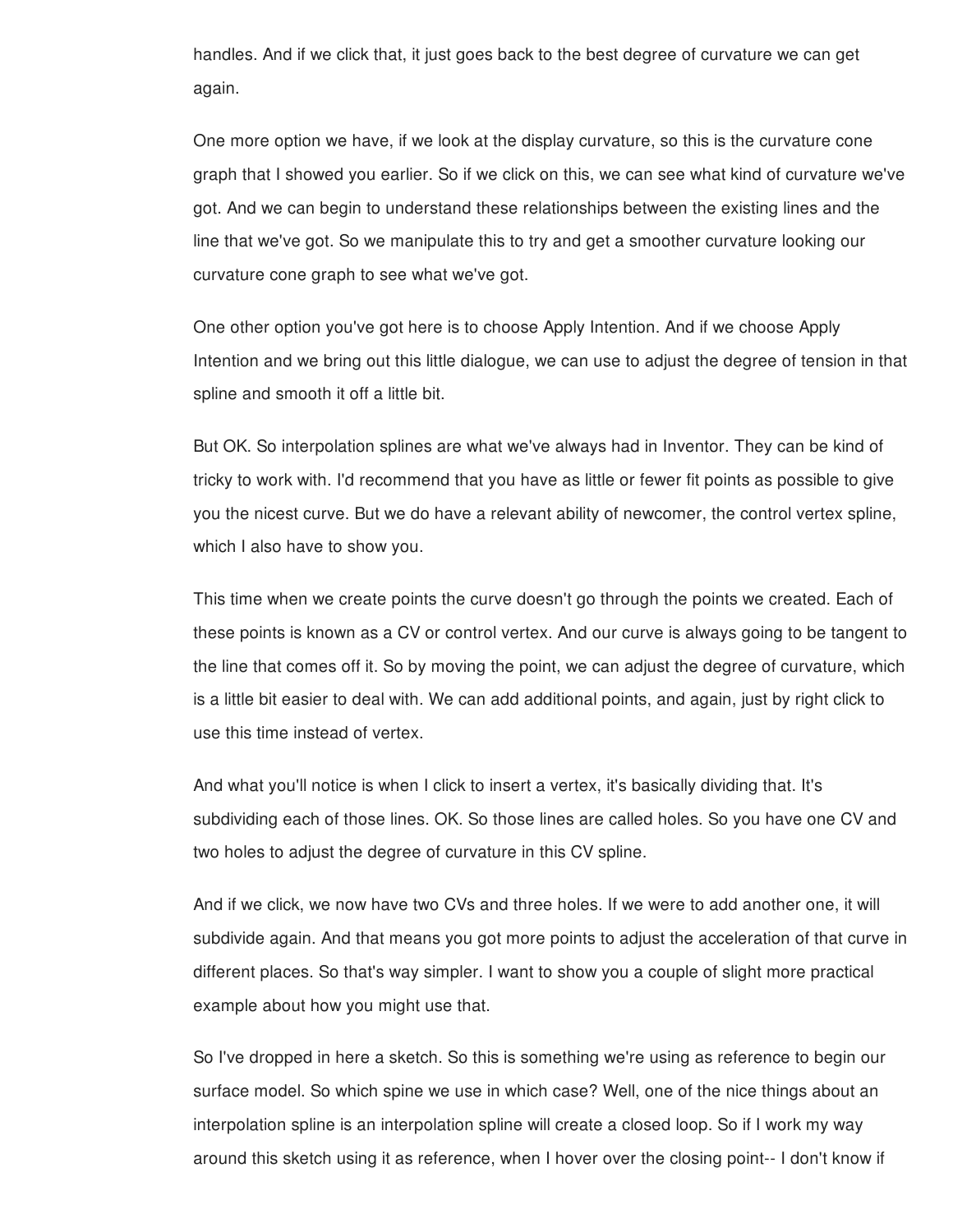handles. And if we click that, it just goes back to the best degree of curvature we can get again.

One more option we have, if we look at the display curvature, so this is the curvature cone graph that I showed you earlier. So if we click on this, we can see what kind of curvature we've got. And we can begin to understand these relationships between the existing lines and the line that we've got. So we manipulate this to try and get a smoother curvature looking our curvature cone graph to see what we've got.

One other option you've got here is to choose Apply Intention. And if we choose Apply Intention and we bring out this little dialogue, we can use to adjust the degree of tension in that spline and smooth it off a little bit.

But OK. So interpolation splines are what we've always had in Inventor. They can be kind of tricky to work with. I'd recommend that you have as little or fewer fit points as possible to give you the nicest curve. But we do have a relevant ability of newcomer, the control vertex spline, which I also have to show you.

This time when we create points the curve doesn't go through the points we created. Each of these points is known as a CV or control vertex. And our curve is always going to be tangent to the line that comes off it. So by moving the point, we can adjust the degree of curvature, which is a little bit easier to deal with. We can add additional points, and again, just by right click to use this time instead of vertex.

And what you'll notice is when I click to insert a vertex, it's basically dividing that. It's subdividing each of those lines. OK. So those lines are called holes. So you have one CV and two holes to adjust the degree of curvature in this CV spline.

And if we click, we now have two CVs and three holes. If we were to add another one, it will subdivide again. And that means you got more points to adjust the acceleration of that curve in different places. So that's way simpler. I want to show you a couple of slight more practical example about how you might use that.

So I've dropped in here a sketch. So this is something we're using as reference to begin our surface model. So which spine we use in which case? Well, one of the nice things about an interpolation spline is an interpolation spline will create a closed loop. So if I work my way around this sketch using it as reference, when I hover over the closing point-- I don't know if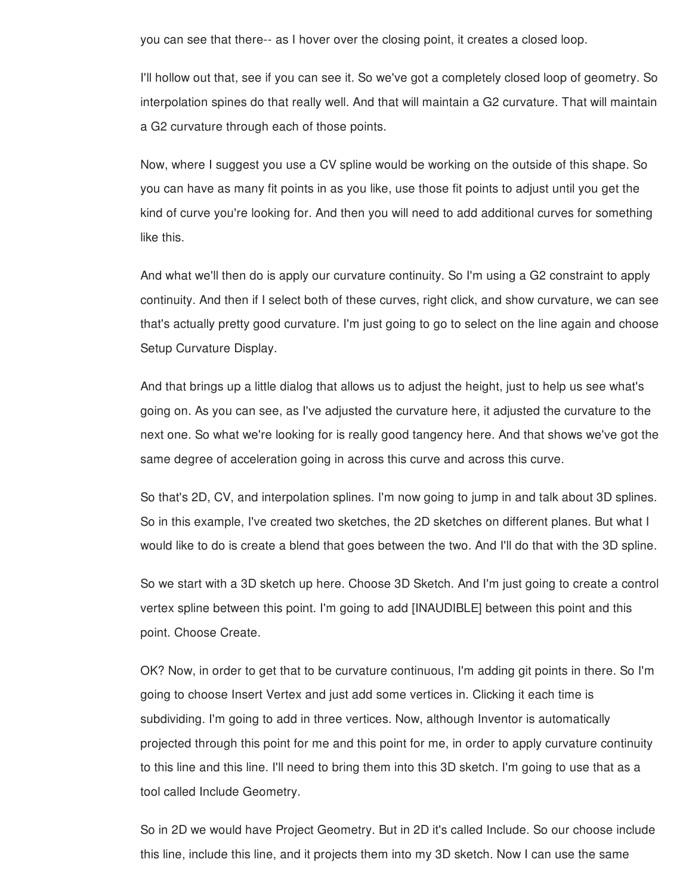you can see that there-- as I hover over the closing point, it creates a closed loop.

I'll hollow out that, see if you can see it. So we've got a completely closed loop of geometry. So interpolation spines do that really well. And that will maintain a G2 curvature. That will maintain a G2 curvature through each of those points.

Now, where I suggest you use a CV spline would be working on the outside of this shape. So you can have as many fit points in as you like, use those fit points to adjust until you get the kind of curve you're looking for. And then you will need to add additional curves for something like this.

And what we'll then do is apply our curvature continuity. So I'm using a G2 constraint to apply continuity. And then if I select both of these curves, right click, and show curvature, we can see that's actually pretty good curvature. I'm just going to go to select on the line again and choose Setup Curvature Display.

And that brings up a little dialog that allows us to adjust the height, just to help us see what's going on. As you can see, as I've adjusted the curvature here, it adjusted the curvature to the next one. So what we're looking for is really good tangency here. And that shows we've got the same degree of acceleration going in across this curve and across this curve.

So that's 2D, CV, and interpolation splines. I'm now going to jump in and talk about 3D splines. So in this example, I've created two sketches, the 2D sketches on different planes. But what I would like to do is create a blend that goes between the two. And I'll do that with the 3D spline.

So we start with a 3D sketch up here. Choose 3D Sketch. And I'm just going to create a control vertex spline between this point. I'm going to add [INAUDIBLE] between this point and this point. Choose Create.

OK? Now, in order to get that to be curvature continuous, I'm adding git points in there. So I'm going to choose Insert Vertex and just add some vertices in. Clicking it each time is subdividing. I'm going to add in three vertices. Now, although Inventor is automatically projected through this point for me and this point for me, in order to apply curvature continuity to this line and this line. I'll need to bring them into this 3D sketch. I'm going to use that as a tool called Include Geometry.

So in 2D we would have Project Geometry. But in 2D it's called Include. So our choose include this line, include this line, and it projects them into my 3D sketch. Now I can use the same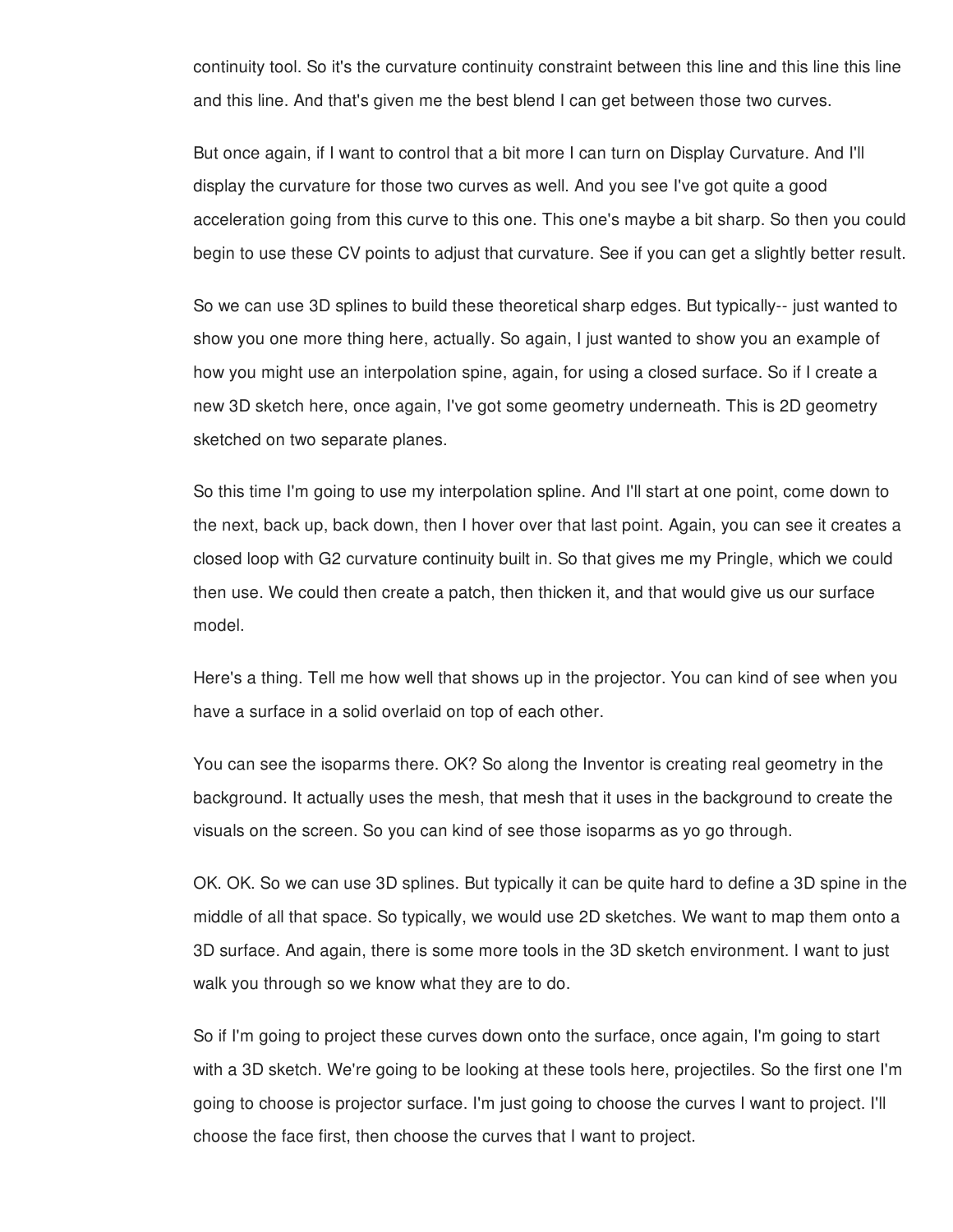continuity tool. So it's the curvature continuity constraint between this line and this line this line and this line. And that's given me the best blend I can get between those two curves.

But once again, if I want to control that a bit more I can turn on Display Curvature. And I'll display the curvature for those two curves as well. And you see I've got quite a good acceleration going from this curve to this one. This one's maybe a bit sharp. So then you could begin to use these CV points to adjust that curvature. See if you can get a slightly better result.

So we can use 3D splines to build these theoretical sharp edges. But typically-- just wanted to show you one more thing here, actually. So again, I just wanted to show you an example of how you might use an interpolation spine, again, for using a closed surface. So if I create a new 3D sketch here, once again, I've got some geometry underneath. This is 2D geometry sketched on two separate planes.

So this time I'm going to use my interpolation spline. And I'll start at one point, come down to the next, back up, back down, then I hover over that last point. Again, you can see it creates a closed loop with G2 curvature continuity built in. So that gives me my Pringle, which we could then use. We could then create a patch, then thicken it, and that would give us our surface model.

Here's a thing. Tell me how well that shows up in the projector. You can kind of see when you have a surface in a solid overlaid on top of each other.

You can see the isoparms there. OK? So along the Inventor is creating real geometry in the background. It actually uses the mesh, that mesh that it uses in the background to create the visuals on the screen. So you can kind of see those isoparms as yo go through.

OK. OK. So we can use 3D splines. But typically it can be quite hard to define a 3D spine in the middle of all that space. So typically, we would use 2D sketches. We want to map them onto a 3D surface. And again, there is some more tools in the 3D sketch environment. I want to just walk you through so we know what they are to do.

So if I'm going to project these curves down onto the surface, once again, I'm going to start with a 3D sketch. We're going to be looking at these tools here, projectiles. So the first one I'm going to choose is projector surface. I'm just going to choose the curves I want to project. I'll choose the face first, then choose the curves that I want to project.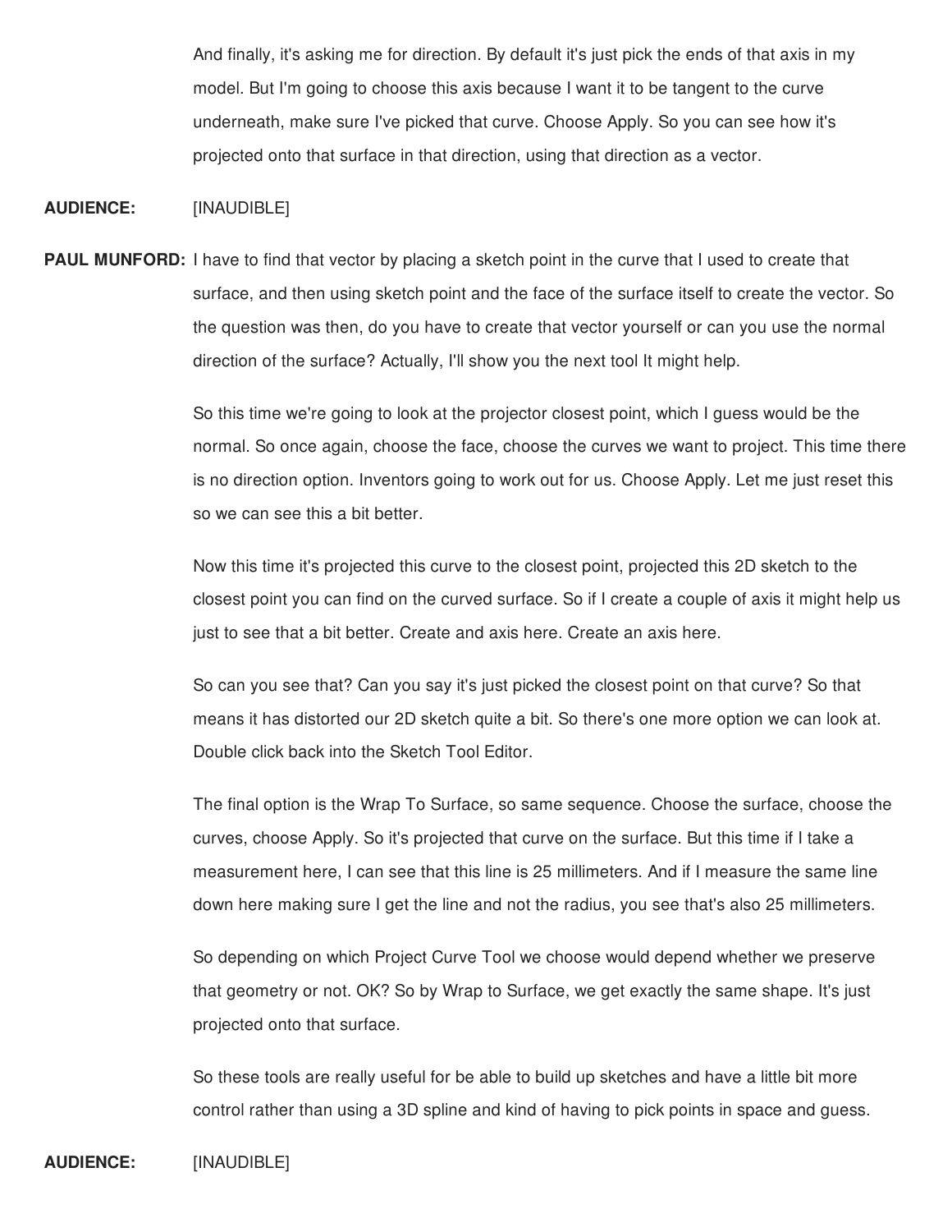And finally, it's asking me for direction. By default it's just pick the ends of that axis in my model. But I'm going to choose this axis because I want it to be tangent to the curve underneath, make sure I've picked that curve. Choose Apply. So you can see how it's projected onto that surface in that direction, using that direction as a vector.

**AUDIENCE:** [INAUDIBLE]

**PAUL MUNFORD:** I have to find that vector by placing a sketch point in the curve that I used to create that surface, and then using sketch point and the face of the surface itself to create the vector. So the question was then, do you have to create that vector yourself or can you use the normal direction of the surface? Actually, I'll show you the next tool It might help.

So this time we're going to look at the projector closest point, which I guess would be the normal. So once again, choose the face, choose the curves we want to project. This time there is no direction option. Inventors going to work out for us. Choose Apply. Let me just reset this so we can see this a bit better.

Now this time it's projected this curve to the closest point, projected this 2D sketch to the closest point you can find on the curved surface. So if I create a couple of axis it might help us just to see that a bit better. Create and axis here. Create an axis here.

So can you see that? Can you say it's just picked the closest point on that curve? So that means it has distorted our 2D sketch quite a bit. So there's one more option we can look at. Double click back into the Sketch Tool Editor.

The final option is the Wrap To Surface, so same sequence. Choose the surface, choose the curves, choose Apply. So it's projected that curve on the surface. But this time if I take a measurement here, I can see that this line is 25 millimeters. And if I measure the same line down here making sure I get the line and not the radius, you see that's also 25 millimeters.

So depending on which Project Curve Tool we choose would depend whether we preserve that geometry or not. OK? So by Wrap to Surface, we get exactly the same shape. It's just projected onto that surface.

So these tools are really useful for be able to build up sketches and have a little bit more control rather than using a 3D spline and kind of having to pick points in space and guess.

**AUDIENCE:** [INAUDIBLE]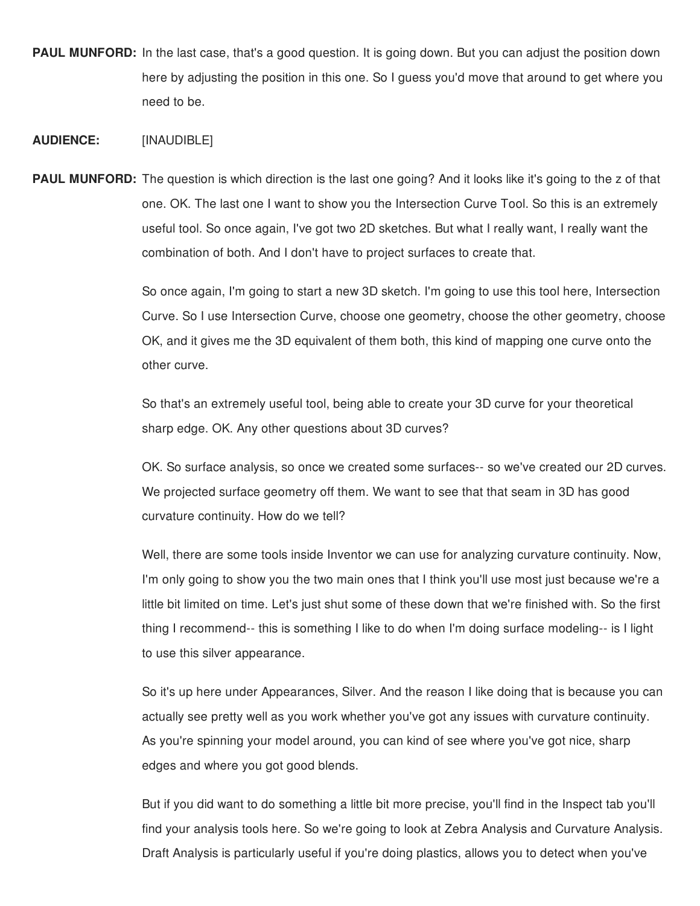**PAUL MUNFORD:** In the last case, that's a good question. It is going down. But you can adjust the position down here by adjusting the position in this one. So I guess you'd move that around to get where you need to be.

**AUDIENCE:** [INAUDIBLE]

**PAUL MUNFORD:** The question is which direction is the last one going? And it looks like it's going to the z of that one. OK. The last one I want to show you the Intersection Curve Tool. So this is an extremely useful tool. So once again, I've got two 2D sketches. But what I really want, I really want the combination of both. And I don't have to project surfaces to create that.

So once again, I'm going to start a new 3D sketch. I'm going to use this tool here, Intersection Curve. So I use Intersection Curve, choose one geometry, choose the other geometry, choose OK, and it gives me the 3D equivalent of them both, this kind of mapping one curve onto the other curve.

So that's an extremely useful tool, being able to create your 3D curve for your theoretical sharp edge. OK. Any other questions about 3D curves?

OK. So surface analysis, so once we created some surfaces-- so we've created our 2D curves. We projected surface geometry off them. We want to see that that seam in 3D has good curvature continuity. How do we tell?

Well, there are some tools inside Inventor we can use for analyzing curvature continuity. Now, I'm only going to show you the two main ones that I think you'll use most just because we're a little bit limited on time. Let's just shut some of these down that we're finished with. So the first thing I recommend-- this is something I like to do when I'm doing surface modeling-- is I light to use this silver appearance.

So it's up here under Appearances, Silver. And the reason I like doing that is because you can actually see pretty well as you work whether you've got any issues with curvature continuity. As you're spinning your model around, you can kind of see where you've got nice, sharp edges and where you got good blends.

But if you did want to do something a little bit more precise, you'll find in the Inspect tab you'll find your analysis tools here. So we're going to look at Zebra Analysis and Curvature Analysis. Draft Analysis is particularly useful if you're doing plastics, allows you to detect when you've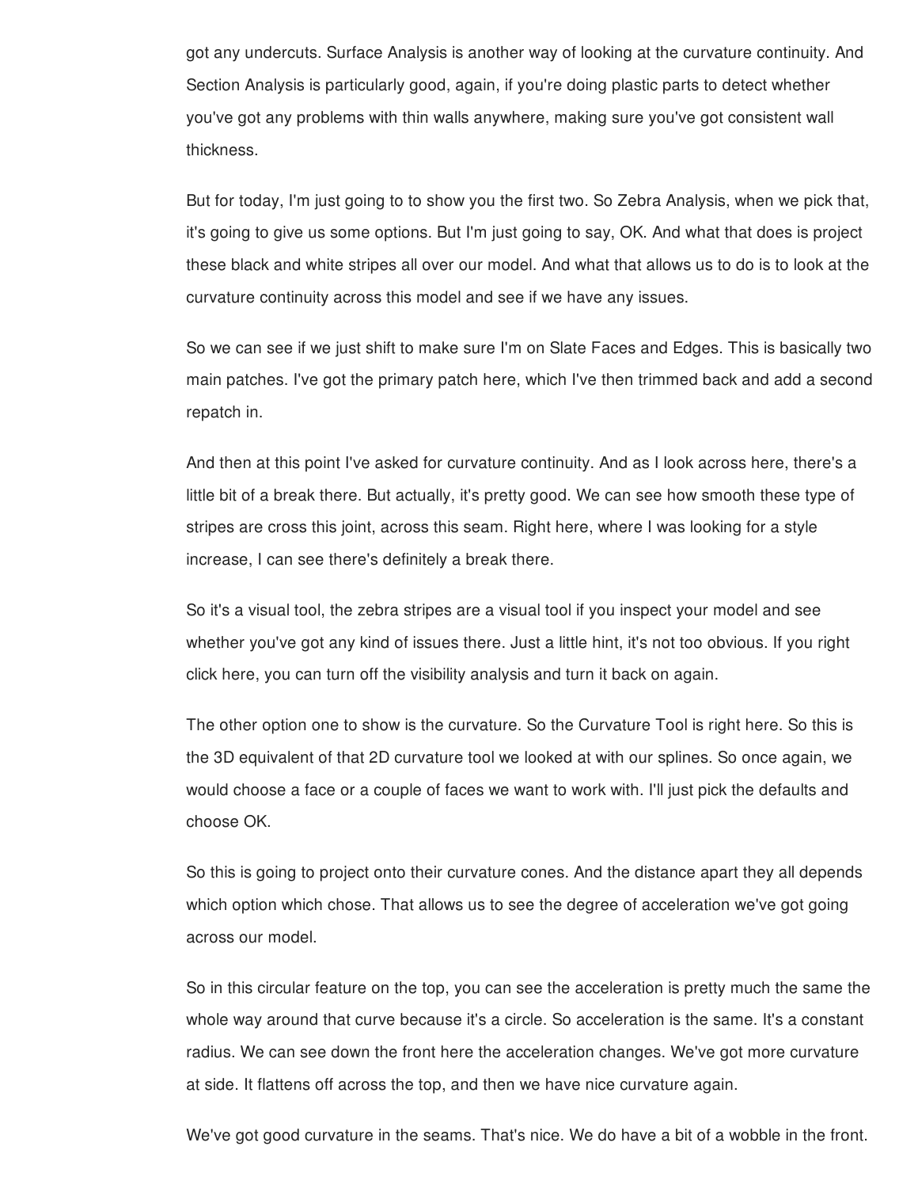got any undercuts. Surface Analysis is another way of looking at the curvature continuity. And Section Analysis is particularly good, again, if you're doing plastic parts to detect whether you've got any problems with thin walls anywhere, making sure you've got consistent wall thickness.

But for today, I'm just going to to show you the first two. So Zebra Analysis, when we pick that, it's going to give us some options. But I'm just going to say, OK. And what that does is project these black and white stripes all over our model. And what that allows us to do is to look at the curvature continuity across this model and see if we have any issues.

So we can see if we just shift to make sure I'm on Slate Faces and Edges. This is basically two main patches. I've got the primary patch here, which I've then trimmed back and add a second repatch in.

And then at this point I've asked for curvature continuity. And as I look across here, there's a little bit of a break there. But actually, it's pretty good. We can see how smooth these type of stripes are cross this joint, across this seam. Right here, where I was looking for a style increase, I can see there's definitely a break there.

So it's a visual tool, the zebra stripes are a visual tool if you inspect your model and see whether you've got any kind of issues there. Just a little hint, it's not too obvious. If you right click here, you can turn off the visibility analysis and turn it back on again.

The other option one to show is the curvature. So the Curvature Tool is right here. So this is the 3D equivalent of that 2D curvature tool we looked at with our splines. So once again, we would choose a face or a couple of faces we want to work with. I'll just pick the defaults and choose OK.

So this is going to project onto their curvature cones. And the distance apart they all depends which option which chose. That allows us to see the degree of acceleration we've got going across our model.

So in this circular feature on the top, you can see the acceleration is pretty much the same the whole way around that curve because it's a circle. So acceleration is the same. It's a constant radius. We can see down the front here the acceleration changes. We've got more curvature at side. It flattens off across the top, and then we have nice curvature again.

We've got good curvature in the seams. That's nice. We do have a bit of a wobble in the front.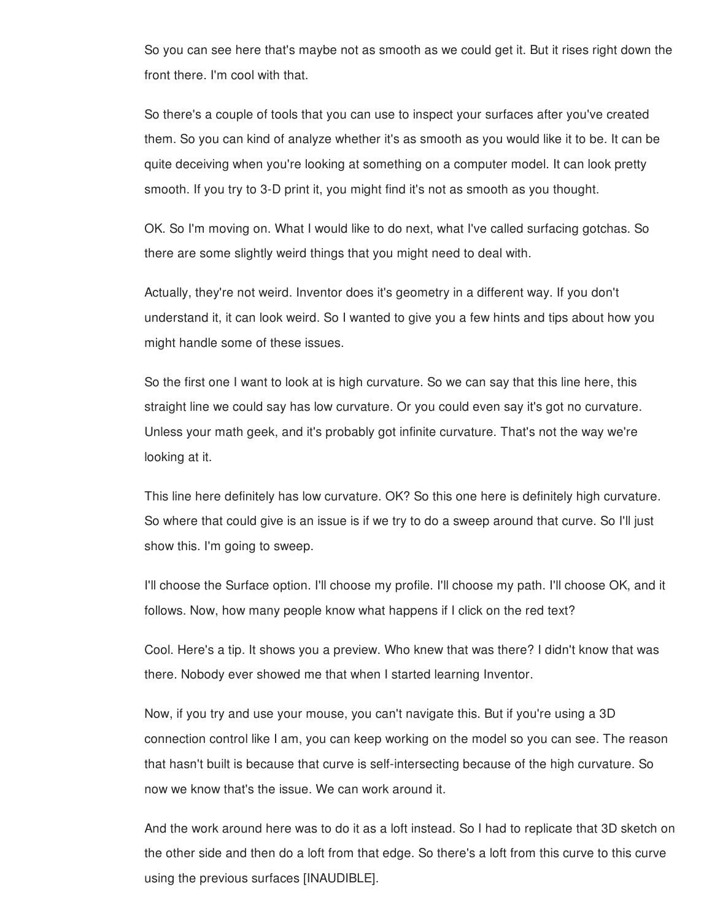So you can see here that's maybe not as smooth as we could get it. But it rises right down the front there. I'm cool with that.

So there's a couple of tools that you can use to inspect your surfaces after you've created them. So you can kind of analyze whether it's as smooth as you would like it to be. It can be quite deceiving when you're looking at something on a computer model. It can look pretty smooth. If you try to 3-D print it, you might find it's not as smooth as you thought.

OK. So I'm moving on. What I would like to do next, what I've called surfacing gotchas. So there are some slightly weird things that you might need to deal with.

Actually, they're not weird. Inventor does it's geometry in a different way. If you don't understand it, it can look weird. So I wanted to give you a few hints and tips about how you might handle some of these issues.

So the first one I want to look at is high curvature. So we can say that this line here, this straight line we could say has low curvature. Or you could even say it's got no curvature. Unless your math geek, and it's probably got infinite curvature. That's not the way we're looking at it.

This line here definitely has low curvature. OK? So this one here is definitely high curvature. So where that could give is an issue is if we try to do a sweep around that curve. So I'll just show this. I'm going to sweep.

I'll choose the Surface option. I'll choose my profile. I'll choose my path. I'll choose OK, and it follows. Now, how many people know what happens if I click on the red text?

Cool. Here's a tip. It shows you a preview. Who knew that was there? I didn't know that was there. Nobody ever showed me that when I started learning Inventor.

Now, if you try and use your mouse, you can't navigate this. But if you're using a 3D connection control like I am, you can keep working on the model so you can see. The reason that hasn't built is because that curve is self-intersecting because of the high curvature. So now we know that's the issue. We can work around it.

And the work around here was to do it as a loft instead. So I had to replicate that 3D sketch on the other side and then do a loft from that edge. So there's a loft from this curve to this curve using the previous surfaces [INAUDIBLE].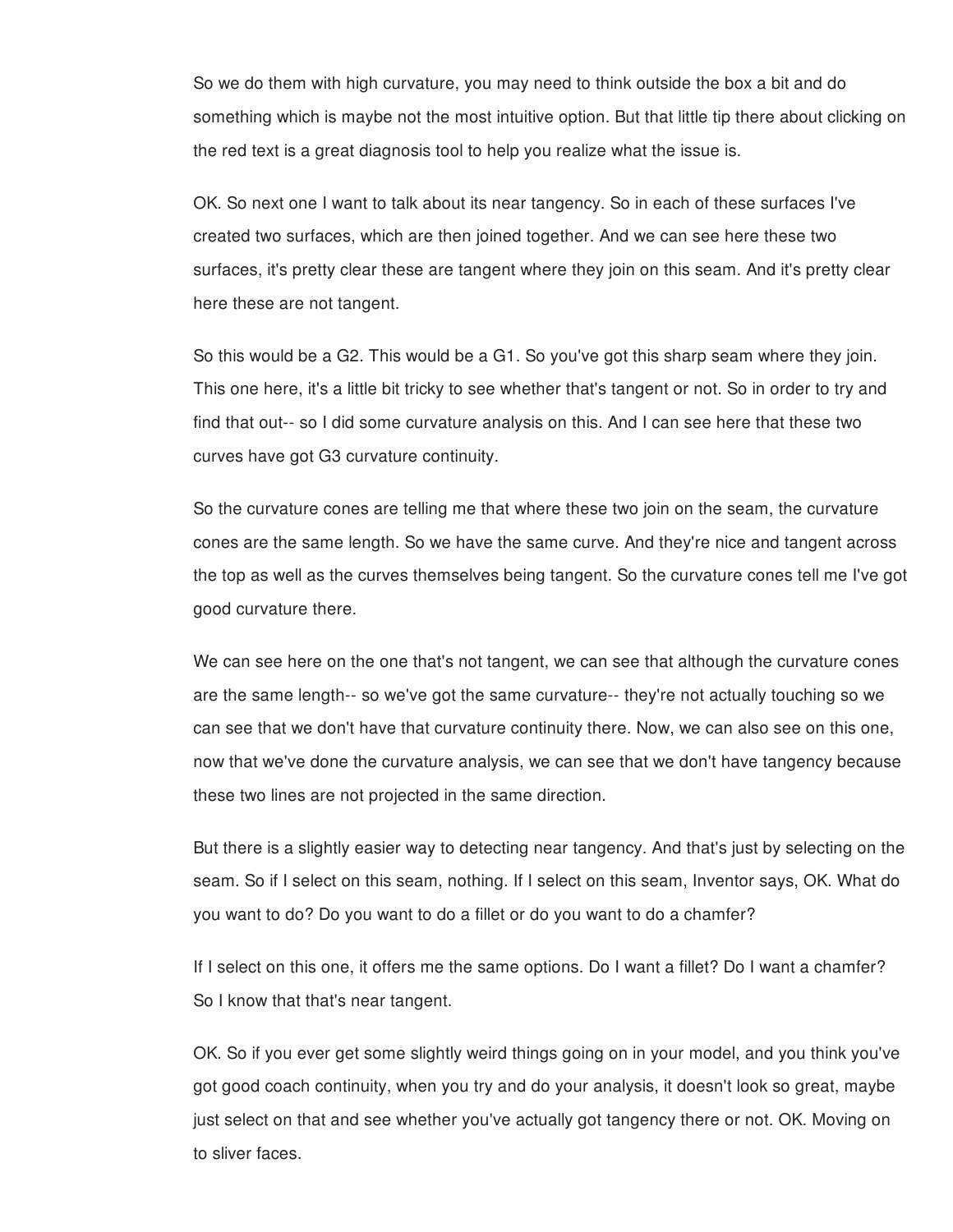So we do them with high curvature, you may need to think outside the box a bit and do something which is maybe not the most intuitive option. But that little tip there about clicking on the red text is a great diagnosis tool to help you realize what the issue is.

OK. So next one I want to talk about its near tangency. So in each of these surfaces I've created two surfaces, which are then joined together. And we can see here these two surfaces, it's pretty clear these are tangent where they join on this seam. And it's pretty clear here these are not tangent.

So this would be a G2. This would be a G1. So you've got this sharp seam where they join. This one here, it's a little bit tricky to see whether that's tangent or not. So in order to try and find that out-- so I did some curvature analysis on this. And I can see here that these two curves have got G3 curvature continuity.

So the curvature cones are telling me that where these two join on the seam, the curvature cones are the same length. So we have the same curve. And they're nice and tangent across the top as well as the curves themselves being tangent. So the curvature cones tell me I've got good curvature there.

We can see here on the one that's not tangent, we can see that although the curvature cones are the same length-- so we've got the same curvature-- they're not actually touching so we can see that we don't have that curvature continuity there. Now, we can also see on this one, now that we've done the curvature analysis, we can see that we don't have tangency because these two lines are not projected in the same direction.

But there is a slightly easier way to detecting near tangency. And that's just by selecting on the seam. So if I select on this seam, nothing. If I select on this seam, Inventor says, OK. What do you want to do? Do you want to do a fillet or do you want to do a chamfer?

If I select on this one, it offers me the same options. Do I want a fillet? Do I want a chamfer? So I know that that's near tangent.

OK. So if you ever get some slightly weird things going on in your model, and you think you've got good coach continuity, when you try and do your analysis, it doesn't look so great, maybe just select on that and see whether you've actually got tangency there or not. OK. Moving on to sliver faces.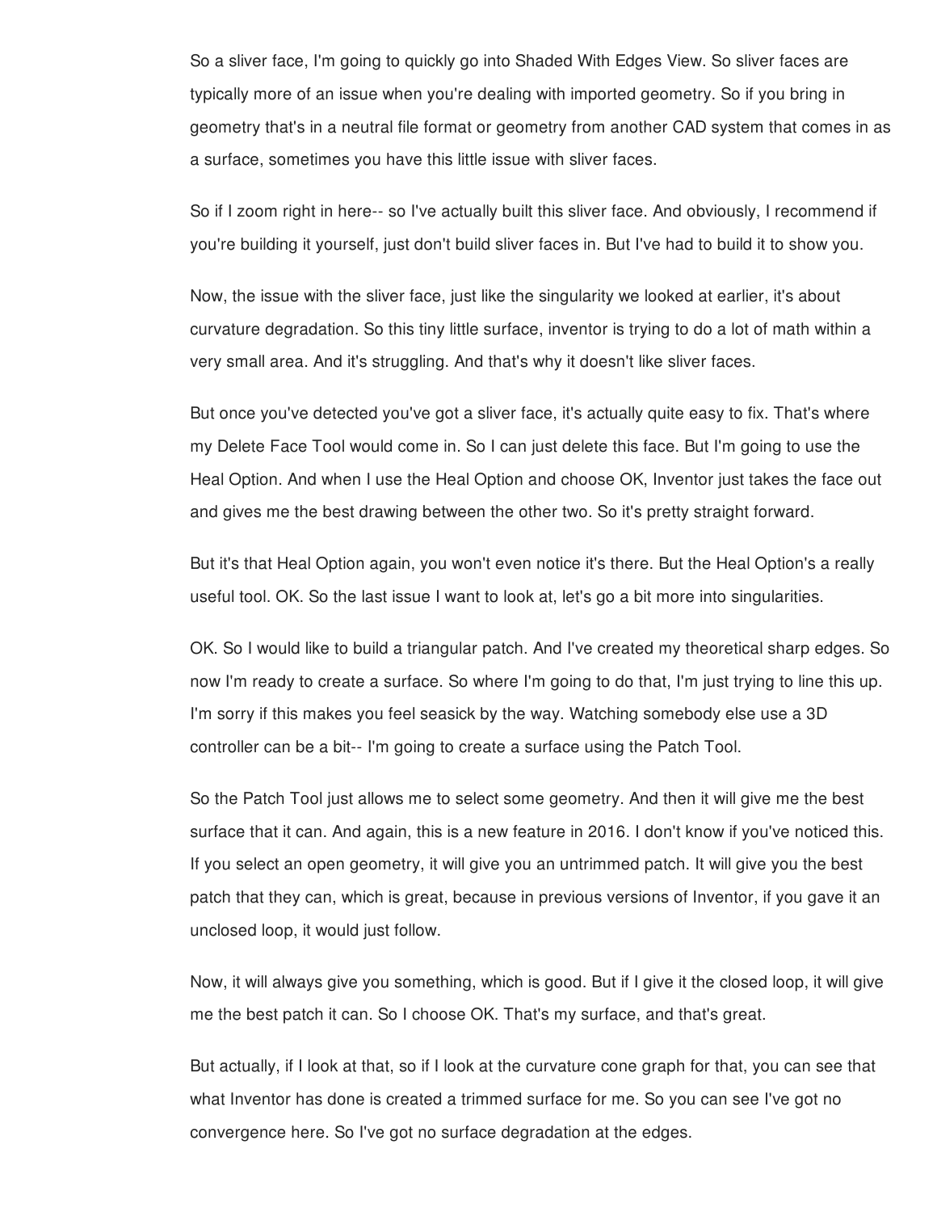So a sliver face, I'm going to quickly go into Shaded With Edges View. So sliver faces are typically more of an issue when you're dealing with imported geometry. So if you bring in geometry that's in a neutral file format or geometry from another CAD system that comes in as a surface, sometimes you have this little issue with sliver faces.

So if I zoom right in here-- so I've actually built this sliver face. And obviously, I recommend if you're building it yourself, just don't build sliver faces in. But I've had to build it to show you.

Now, the issue with the sliver face, just like the singularity we looked at earlier, it's about curvature degradation. So this tiny little surface, inventor is trying to do a lot of math within a very small area. And it's struggling. And that's why it doesn't like sliver faces.

But once you've detected you've got a sliver face, it's actually quite easy to fix. That's where my Delete Face Tool would come in. So I can just delete this face. But I'm going to use the Heal Option. And when I use the Heal Option and choose OK, Inventor just takes the face out and gives me the best drawing between the other two. So it's pretty straight forward.

But it's that Heal Option again, you won't even notice it's there. But the Heal Option's a really useful tool. OK. So the last issue I want to look at, let's go a bit more into singularities.

OK. So I would like to build a triangular patch. And I've created my theoretical sharp edges. So now I'm ready to create a surface. So where I'm going to do that, I'm just trying to line this up. I'm sorry if this makes you feel seasick by the way. Watching somebody else use a 3D controller can be a bit-- I'm going to create a surface using the Patch Tool.

So the Patch Tool just allows me to select some geometry. And then it will give me the best surface that it can. And again, this is a new feature in 2016. I don't know if you've noticed this. If you select an open geometry, it will give you an untrimmed patch. It will give you the best patch that they can, which is great, because in previous versions of Inventor, if you gave it an unclosed loop, it would just follow.

Now, it will always give you something, which is good. But if I give it the closed loop, it will give me the best patch it can. So I choose OK. That's my surface, and that's great.

But actually, if I look at that, so if I look at the curvature cone graph for that, you can see that what Inventor has done is created a trimmed surface for me. So you can see I've got no convergence here. So I've got no surface degradation at the edges.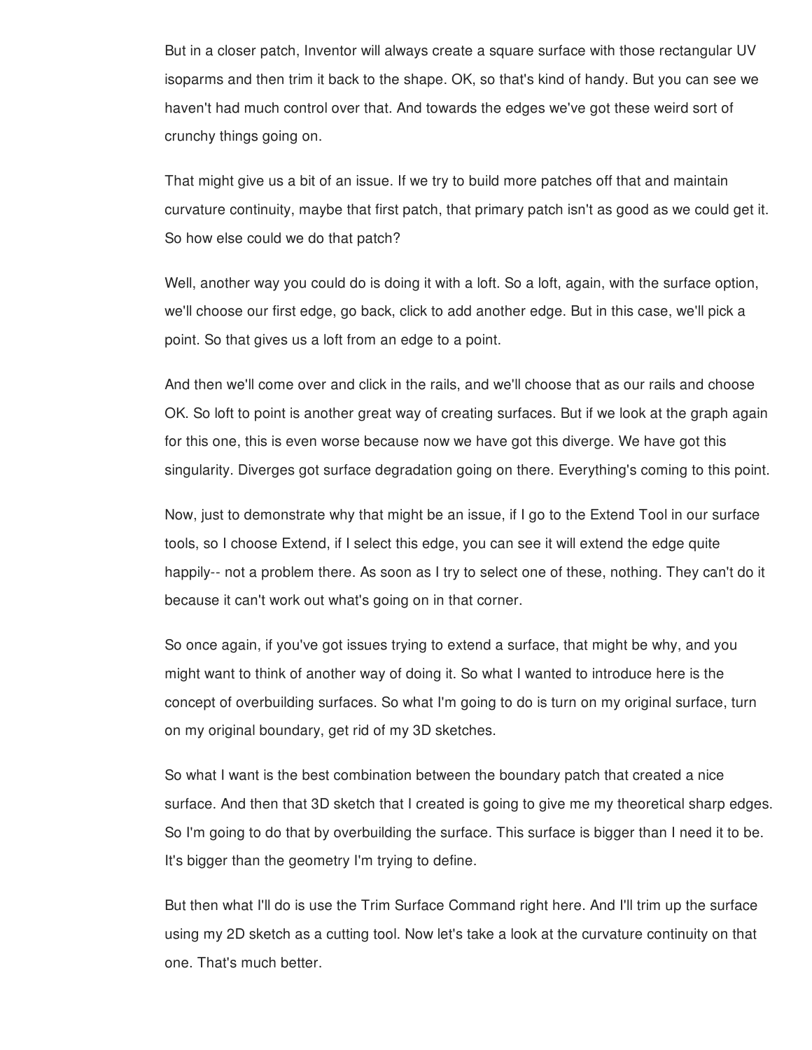But in a closer patch, Inventor will always create a square surface with those rectangular UV isoparms and then trim it back to the shape. OK, so that's kind of handy. But you can see we haven't had much control over that. And towards the edges we've got these weird sort of crunchy things going on.

That might give us a bit of an issue. If we try to build more patches off that and maintain curvature continuity, maybe that first patch, that primary patch isn't as good as we could get it. So how else could we do that patch?

Well, another way you could do is doing it with a loft. So a loft, again, with the surface option, we'll choose our first edge, go back, click to add another edge. But in this case, we'll pick a point. So that gives us a loft from an edge to a point.

And then we'll come over and click in the rails, and we'll choose that as our rails and choose OK. So loft to point is another great way of creating surfaces. But if we look at the graph again for this one, this is even worse because now we have got this diverge. We have got this singularity. Diverges got surface degradation going on there. Everything's coming to this point.

Now, just to demonstrate why that might be an issue, if I go to the Extend Tool in our surface tools, so I choose Extend, if I select this edge, you can see it will extend the edge quite happily-- not a problem there. As soon as I try to select one of these, nothing. They can't do it because it can't work out what's going on in that corner.

So once again, if you've got issues trying to extend a surface, that might be why, and you might want to think of another way of doing it. So what I wanted to introduce here is the concept of overbuilding surfaces. So what I'm going to do is turn on my original surface, turn on my original boundary, get rid of my 3D sketches.

So what I want is the best combination between the boundary patch that created a nice surface. And then that 3D sketch that I created is going to give me my theoretical sharp edges. So I'm going to do that by overbuilding the surface. This surface is bigger than I need it to be. It's bigger than the geometry I'm trying to define.

But then what I'll do is use the Trim Surface Command right here. And I'll trim up the surface using my 2D sketch as a cutting tool. Now let's take a look at the curvature continuity on that one. That's much better.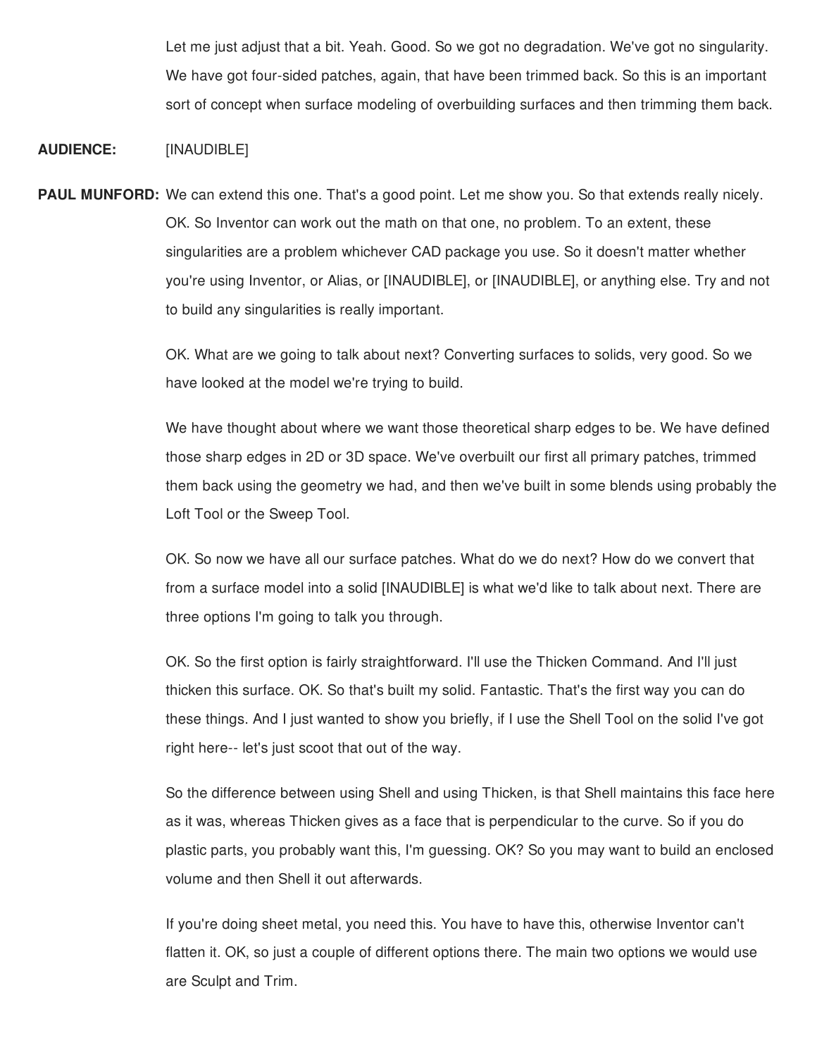Let me just adjust that a bit. Yeah. Good. So we got no degradation. We've got no singularity. We have got four-sided patches, again, that have been trimmed back. So this is an important sort of concept when surface modeling of overbuilding surfaces and then trimming them back.

**AUDIENCE:** [INAUDIBLE]

**PAUL MUNFORD:** We can extend this one. That's a good point. Let me show you. So that extends really nicely. OK. So Inventor can work out the math on that one, no problem. To an extent, these singularities are a problem whichever CAD package you use. So it doesn't matter whether you're using Inventor, or Alias, or [INAUDIBLE], or [INAUDIBLE], or anything else. Try and not to build any singularities is really important.

OK. What are we going to talk about next? Converting surfaces to solids, very good. So we have looked at the model we're trying to build.

We have thought about where we want those theoretical sharp edges to be. We have defined those sharp edges in 2D or 3D space. We've overbuilt our first all primary patches, trimmed them back using the geometry we had, and then we've built in some blends using probably the Loft Tool or the Sweep Tool.

OK. So now we have all our surface patches. What do we do next? How do we convert that from a surface model into a solid [INAUDIBLE] is what we'd like to talk about next. There are three options I'm going to talk you through.

OK. So the first option is fairly straightforward. I'll use the Thicken Command. And I'll just thicken this surface. OK. So that's built my solid. Fantastic. That's the first way you can do these things. And I just wanted to show you briefly, if I use the Shell Tool on the solid I've got right here-- let's just scoot that out of the way.

So the difference between using Shell and using Thicken, is that Shell maintains this face here as it was, whereas Thicken gives as a face that is perpendicular to the curve. So if you do plastic parts, you probably want this, I'm guessing. OK? So you may want to build an enclosed volume and then Shell it out afterwards.

If you're doing sheet metal, you need this. You have to have this, otherwise Inventor can't flatten it. OK, so just a couple of different options there. The main two options we would use are Sculpt and Trim.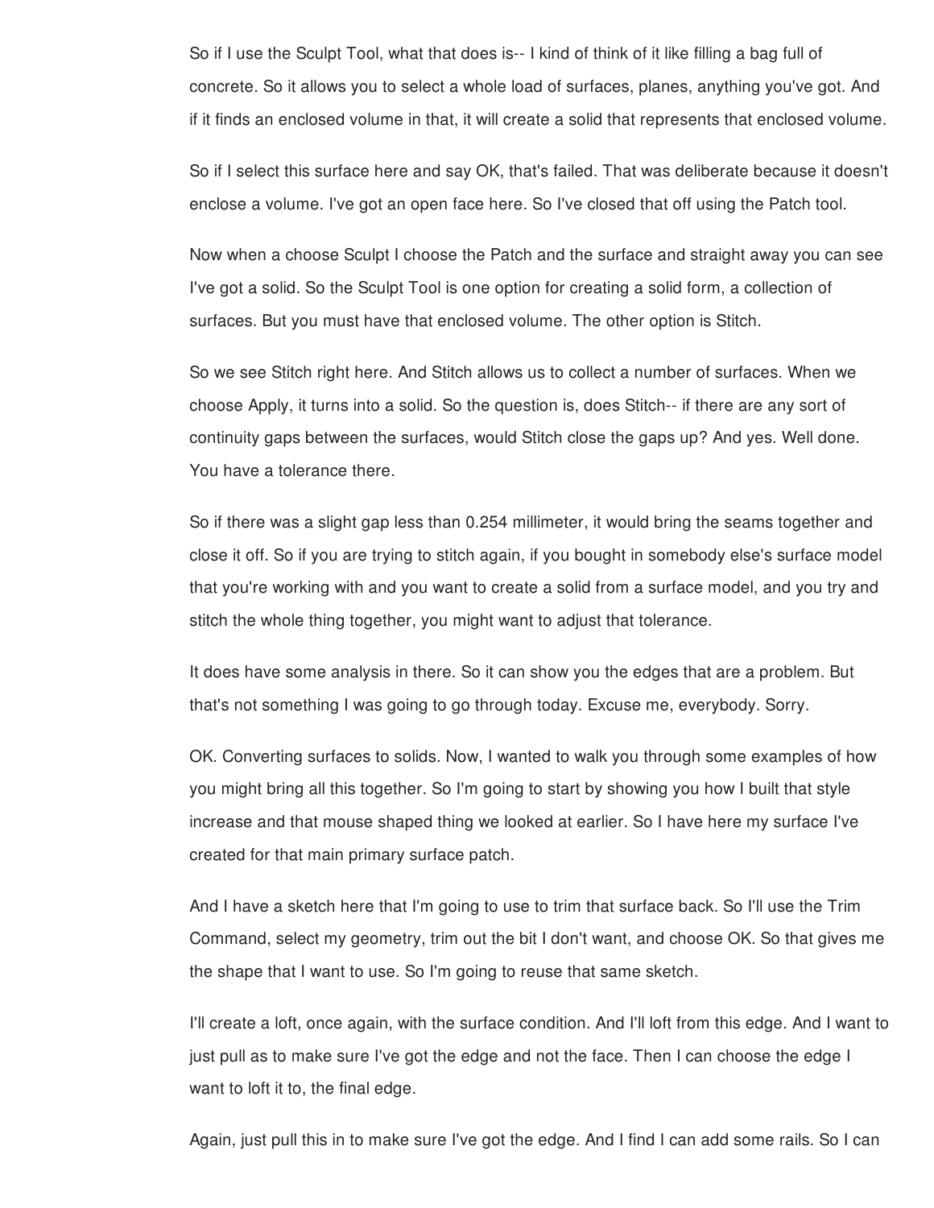So if I use the Sculpt Tool, what that does is-- I kind of think of it like filling a bag full of concrete. So it allows you to select a whole load of surfaces, planes, anything you've got. And if it finds an enclosed volume in that, it will create a solid that represents that enclosed volume.

So if I select this surface here and say OK, that's failed. That was deliberate because it doesn't enclose a volume. I've got an open face here. So I've closed that off using the Patch tool.

Now when a choose Sculpt I choose the Patch and the surface and straight away you can see I've got a solid. So the Sculpt Tool is one option for creating a solid form, a collection of surfaces. But you must have that enclosed volume. The other option is Stitch.

So we see Stitch right here. And Stitch allows us to collect a number of surfaces. When we choose Apply, it turns into a solid. So the question is, does Stitch-- if there are any sort of continuity gaps between the surfaces, would Stitch close the gaps up? And yes. Well done. You have a tolerance there.

So if there was a slight gap less than 0.254 millimeter, it would bring the seams together and close it off. So if you are trying to stitch again, if you bought in somebody else's surface model that you're working with and you want to create a solid from a surface model, and you try and stitch the whole thing together, you might want to adjust that tolerance.

It does have some analysis in there. So it can show you the edges that are a problem. But that's not something I was going to go through today. Excuse me, everybody. Sorry.

OK. Converting surfaces to solids. Now, I wanted to walk you through some examples of how you might bring all this together. So I'm going to start by showing you how I built that style increase and that mouse shaped thing we looked at earlier. So I have here my surface I've created for that main primary surface patch.

And I have a sketch here that I'm going to use to trim that surface back. So I'll use the Trim Command, select my geometry, trim out the bit I don't want, and choose OK. So that gives me the shape that I want to use. So I'm going to reuse that same sketch.

I'll create a loft, once again, with the surface condition. And I'll loft from this edge. And I want to just pull as to make sure I've got the edge and not the face. Then I can choose the edge I want to loft it to, the final edge.

Again, just pull this in to make sure I've got the edge. And I find I can add some rails. So I can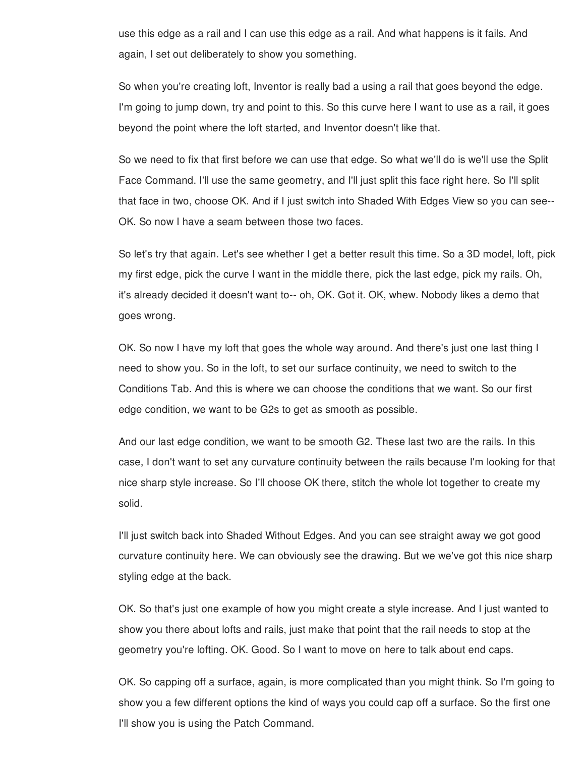use this edge as a rail and I can use this edge as a rail. And what happens is it fails. And again, I set out deliberately to show you something.

So when you're creating loft, Inventor is really bad a using a rail that goes beyond the edge. I'm going to jump down, try and point to this. So this curve here I want to use as a rail, it goes beyond the point where the loft started, and Inventor doesn't like that.

So we need to fix that first before we can use that edge. So what we'll do is we'll use the Split Face Command. I'll use the same geometry, and I'll just split this face right here. So I'll split that face in two, choose OK. And if I just switch into Shaded With Edges View so you can see-- OK. So now I have a seam between those two faces.

So let's try that again. Let's see whether I get a better result this time. So a 3D model, loft, pick my first edge, pick the curve I want in the middle there, pick the last edge, pick my rails. Oh, it's already decided it doesn't want to-- oh, OK. Got it. OK, whew. Nobody likes a demo that goes wrong.

OK. So now I have my loft that goes the whole way around. And there's just one last thing I need to show you. So in the loft, to set our surface continuity, we need to switch to the Conditions Tab. And this is where we can choose the conditions that we want. So our first edge condition, we want to be G2s to get as smooth as possible.

And our last edge condition, we want to be smooth G2. These last two are the rails. In this case, I don't want to set any curvature continuity between the rails because I'm looking for that nice sharp style increase. So I'll choose OK there, stitch the whole lot together to create my solid.

I'll just switch back into Shaded Without Edges. And you can see straight away we got good curvature continuity here. We can obviously see the drawing. But we we've got this nice sharp styling edge at the back.

OK. So that's just one example of how you might create a style increase. And I just wanted to show you there about lofts and rails, just make that point that the rail needs to stop at the geometry you're lofting. OK. Good. So I want to move on here to talk about end caps.

OK. So capping off a surface, again, is more complicated than you might think. So I'm going to show you a few different options the kind of ways you could cap off a surface. So the first one I'll show you is using the Patch Command.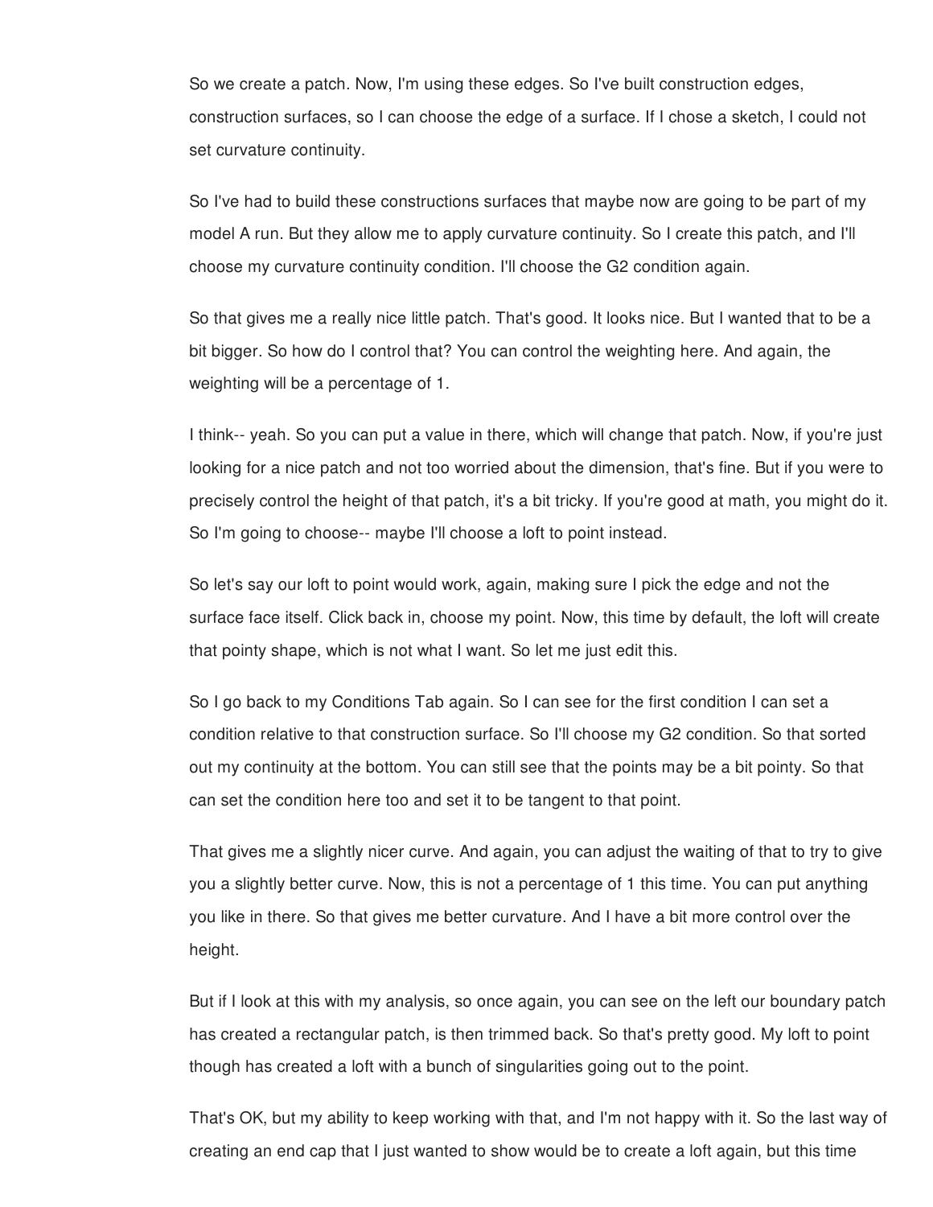So we create a patch. Now, I'm using these edges. So I've built construction edges, construction surfaces, so I can choose the edge of a surface. If I chose a sketch, I could not set curvature continuity.

So I've had to build these constructions surfaces that maybe now are going to be part of my model A run. But they allow me to apply curvature continuity. So I create this patch, and I'll choose my curvature continuity condition. I'll choose the G2 condition again.

So that gives me a really nice little patch. That's good. It looks nice. But I wanted that to be a bit bigger. So how do I control that? You can control the weighting here. And again, the weighting will be a percentage of 1.

I think-- yeah. So you can put a value in there, which will change that patch. Now, if you're just looking for a nice patch and not too worried about the dimension, that's fine. But if you were to precisely control the height of that patch, it's a bit tricky. If you're good at math, you might do it. So I'm going to choose-- maybe I'll choose a loft to point instead.

So let's say our loft to point would work, again, making sure I pick the edge and not the surface face itself. Click back in, choose my point. Now, this time by default, the loft will create that pointy shape, which is not what I want. So let me just edit this.

So I go back to my Conditions Tab again. So I can see for the first condition I can set a condition relative to that construction surface. So I'll choose my G2 condition. So that sorted out my continuity at the bottom. You can still see that the points may be a bit pointy. So that can set the condition here too and set it to be tangent to that point.

That gives me a slightly nicer curve. And again, you can adjust the waiting of that to try to give you a slightly better curve. Now, this is not a percentage of 1 this time. You can put anything you like in there. So that gives me better curvature. And I have a bit more control over the height.

But if I look at this with my analysis, so once again, you can see on the left our boundary patch has created a rectangular patch, is then trimmed back. So that's pretty good. My loft to point though has created a loft with a bunch of singularities going out to the point.

That's OK, but my ability to keep working with that, and I'm not happy with it. So the last way of creating an end cap that I just wanted to show would be to create a loft again, but this time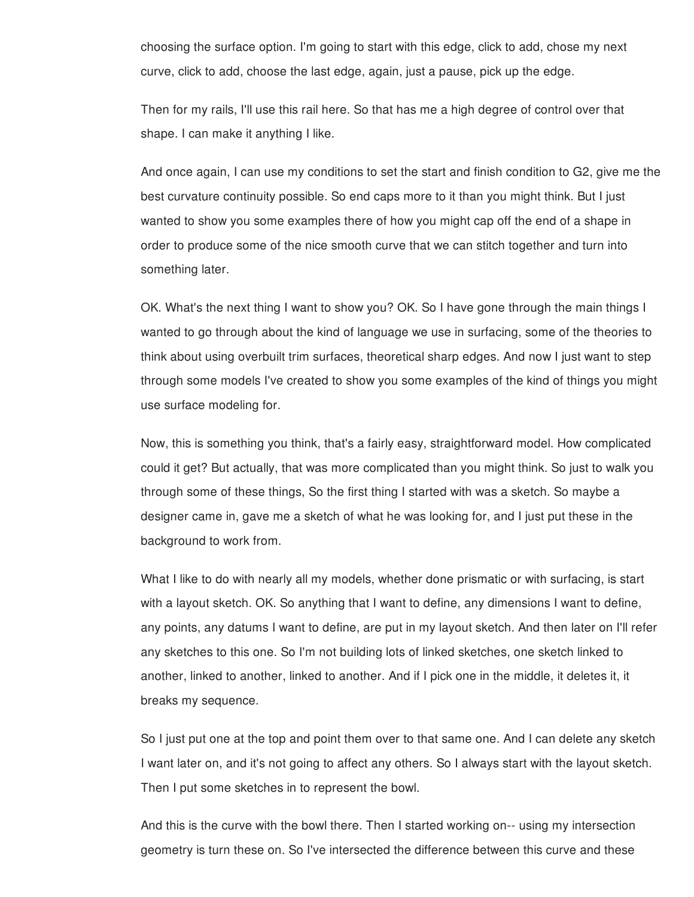choosing the surface option. I'm going to start with this edge, click to add, chose my next curve, click to add, choose the last edge, again, just a pause, pick up the edge.

Then for my rails, I'll use this rail here. So that has me a high degree of control over that shape. I can make it anything I like.

And once again, I can use my conditions to set the start and finish condition to G2, give me the best curvature continuity possible. So end caps more to it than you might think. But I just wanted to show you some examples there of how you might cap off the end of a shape in order to produce some of the nice smooth curve that we can stitch together and turn into something later.

OK. What's the next thing I want to show you? OK. So I have gone through the main things I wanted to go through about the kind of language we use in surfacing, some of the theories to think about using overbuilt trim surfaces, theoretical sharp edges. And now I just want to step through some models I've created to show you some examples of the kind of things you might use surface modeling for.

Now, this is something you think, that's a fairly easy, straightforward model. How complicated could it get? But actually, that was more complicated than you might think. So just to walk you through some of these things, So the first thing I started with was a sketch. So maybe a designer came in, gave me a sketch of what he was looking for, and I just put these in the background to work from.

What I like to do with nearly all my models, whether done prismatic or with surfacing, is start with a layout sketch. OK. So anything that I want to define, any dimensions I want to define, any points, any datums I want to define, are put in my layout sketch. And then later on I'll refer any sketches to this one. So I'm not building lots of linked sketches, one sketch linked to another, linked to another, linked to another. And if I pick one in the middle, it deletes it, it breaks my sequence.

So I just put one at the top and point them over to that same one. And I can delete any sketch I want later on, and it's not going to affect any others. So I always start with the layout sketch. Then I put some sketches in to represent the bowl.

And this is the curve with the bowl there. Then I started working on-- using my intersection geometry is turn these on. So I've intersected the difference between this curve and these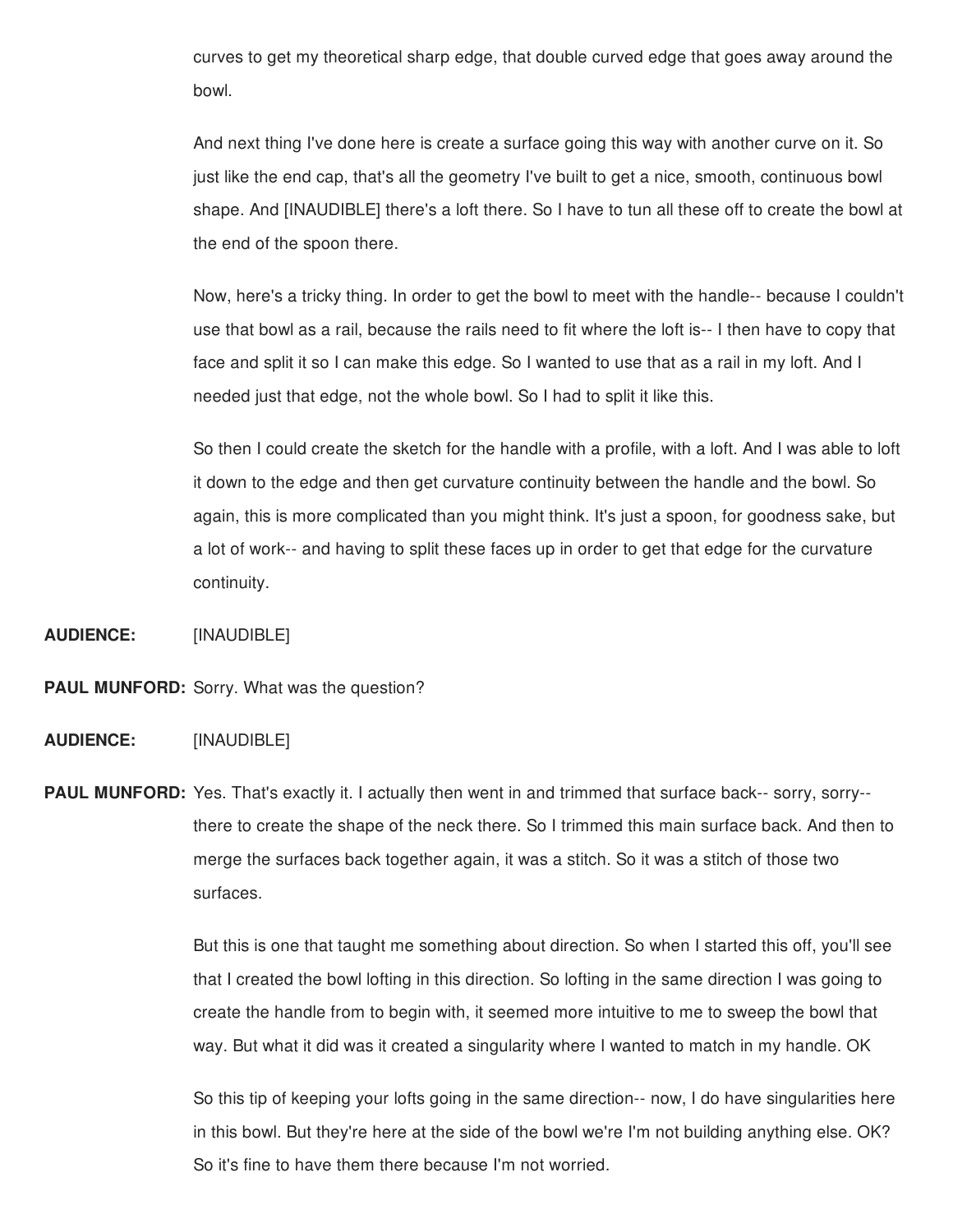curves to get my theoretical sharp edge, that double curved edge that goes away around the bowl.

And next thing I've done here is create a surface going this way with another curve on it. So just like the end cap, that's all the geometry I've built to get a nice, smooth, continuous bowl shape. And [INAUDIBLE] there's a loft there. So I have to tun all these off to create the bowl at the end of the spoon there.

Now, here's a tricky thing. In order to get the bowl to meet with the handle-- because I couldn't use that bowl as a rail, because the rails need to fit where the loft is-- I then have to copy that face and split it so I can make this edge. So I wanted to use that as a rail in my loft. And I needed just that edge, not the whole bowl. So I had to split it like this.

So then I could create the sketch for the handle with a profile, with a loft. And I was able to loft it down to the edge and then get curvature continuity between the handle and the bowl. So again, this is more complicated than you might think. It's just a spoon, for goodness sake, but a lot of work-- and having to split these faces up in order to get that edge for the curvature continuity.

**AUDIENCE:** [INAUDIBLE]

**PAUL MUNFORD:** Sorry. What was the question?

**AUDIENCE:** [INAUDIBLE]

**PAUL MUNFORD:** Yes. That's exactly it. I actually then went in and trimmed that surface back-- sorry, sorry-- there to create the shape of the neck there. So I trimmed this main surface back. And then to merge the surfaces back together again, it was a stitch. So it was a stitch of those two surfaces.

But this is one that taught me something about direction. So when I started this off, you'll see that I created the bowl lofting in this direction. So lofting in the same direction I was going to create the handle from to begin with, it seemed more intuitive to me to sweep the bowl that way. But what it did was it created a singularity where I wanted to match in my handle. OK

So this tip of keeping your lofts going in the same direction-- now, I do have singularities here in this bowl. But they're here at the side of the bowl we're I'm not building anything else. OK? So it's fine to have them there because I'm not worried.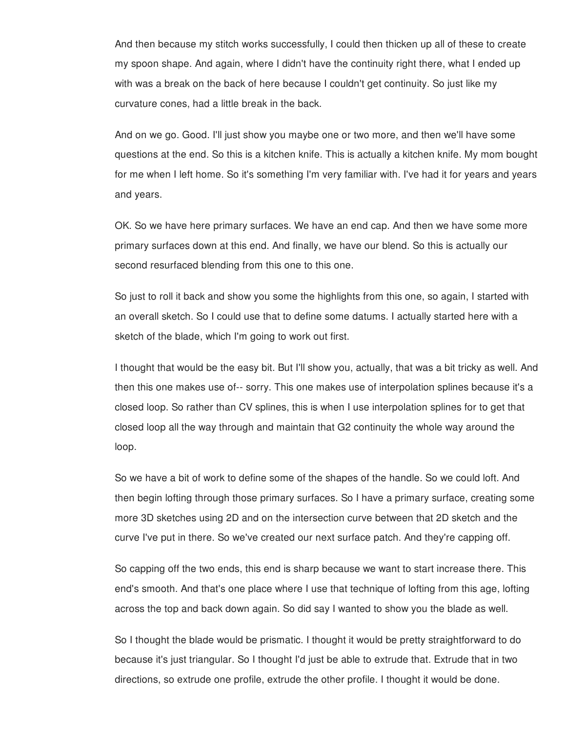And then because my stitch works successfully, I could then thicken up all of these to create my spoon shape. And again, where I didn't have the continuity right there, what I ended up with was a break on the back of here because I couldn't get continuity. So just like my curvature cones, had a little break in the back.

And on we go. Good. I'll just show you maybe one or two more, and then we'll have some questions at the end. So this is a kitchen knife. This is actually a kitchen knife. My mom bought for me when I left home. So it's something I'm very familiar with. I've had it for years and years and years.

OK. So we have here primary surfaces. We have an end cap. And then we have some more primary surfaces down at this end. And finally, we have our blend. So this is actually our second resurfaced blending from this one to this one.

So just to roll it back and show you some the highlights from this one, so again, I started with an overall sketch. So I could use that to define some datums. I actually started here with a sketch of the blade, which I'm going to work out first.

I thought that would be the easy bit. But I'll show you, actually, that was a bit tricky as well. And then this one makes use of-- sorry. This one makes use of interpolation splines because it's a closed loop. So rather than CV splines, this is when I use interpolation splines for to get that closed loop all the way through and maintain that G2 continuity the whole way around the loop.

So we have a bit of work to define some of the shapes of the handle. So we could loft. And then begin lofting through those primary surfaces. So I have a primary surface, creating some more 3D sketches using 2D and on the intersection curve between that 2D sketch and the curve I've put in there. So we've created our next surface patch. And they're capping off.

So capping off the two ends, this end is sharp because we want to start increase there. This end's smooth. And that's one place where I use that technique of lofting from this age, lofting across the top and back down again. So did say I wanted to show you the blade as well.

So I thought the blade would be prismatic. I thought it would be pretty straightforward to do because it's just triangular. So I thought I'd just be able to extrude that. Extrude that in two directions, so extrude one profile, extrude the other profile. I thought it would be done.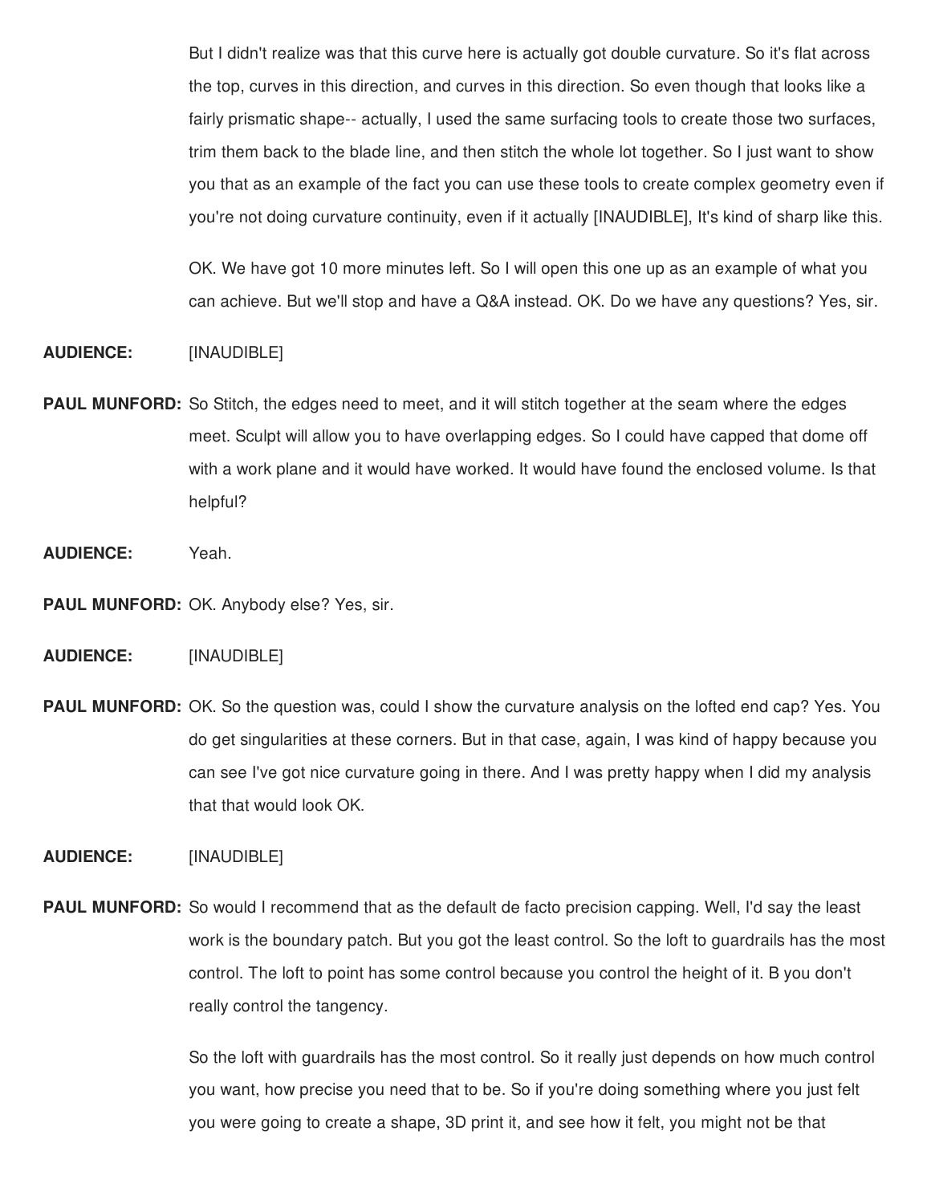But I didn't realize was that this curve here is actually got double curvature. So it's flat across the top, curves in this direction, and curves in this direction. So even though that looks like a fairly prismatic shape-- actually, I used the same surfacing tools to create those two surfaces, trim them back to the blade line, and then stitch the whole lot together. So I just want to show you that as an example of the fact you can use these tools to create complex geometry even if you're not doing curvature continuity, even if it actually [INAUDIBLE], It's kind of sharp like this.

OK. We have got 10 more minutes left. So I will open this one up as an example of what you can achieve. But we'll stop and have a Q&A instead. OK. Do we have any questions? Yes, sir.

**AUDIENCE:** [INAUDIBLE]

**PAUL MUNFORD:** So Stitch, the edges need to meet, and it will stitch together at the seam where the edges meet. Sculpt will allow you to have overlapping edges. So I could have capped that dome off with a work plane and it would have worked. It would have found the enclosed volume. Is that helpful?

**AUDIENCE:** Yeah.

**PAUL MUNFORD:** OK. Anybody else? Yes, sir.

**AUDIENCE:** [INAUDIBLE]

**PAUL MUNFORD:** OK. So the question was, could I show the curvature analysis on the lofted end cap? Yes. You do get singularities at these corners. But in that case, again, I was kind of happy because you can see I've got nice curvature going in there. And I was pretty happy when I did my analysis that that would look OK.

**AUDIENCE:** [INAUDIBLE]

**PAUL MUNFORD:** So would I recommend that as the default de facto precision capping. Well, I'd say the least work is the boundary patch. But you got the least control. So the loft to guardrails has the most control. The loft to point has some control because you control the height of it. B you don't really control the tangency.

So the loft with guardrails has the most control. So it really just depends on how much control you want, how precise you need that to be. So if you're doing something where you just felt you were going to create a shape, 3D print it, and see how it felt, you might not be that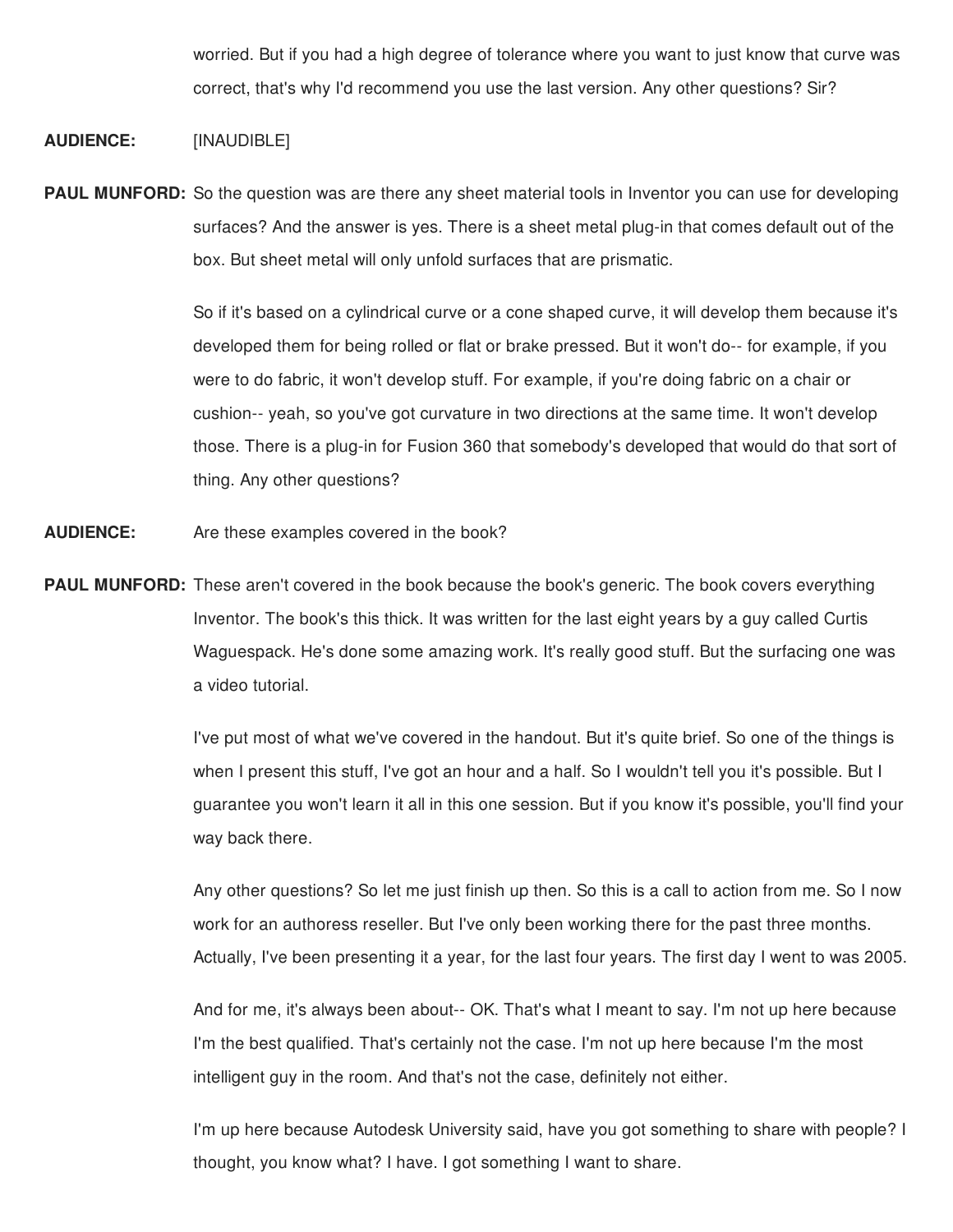worried. But if you had a high degree of tolerance where you want to just know that curve was correct, that's why I'd recommend you use the last version. Any other questions? Sir?

**AUDIENCE:** [INAUDIBLE]

**PAUL MUNFORD:** So the question was are there any sheet material tools in Inventor you can use for developing surfaces? And the answer is yes. There is a sheet metal plug-in that comes default out of the box. But sheet metal will only unfold surfaces that are prismatic.

So if it's based on a cylindrical curve or a cone shaped curve, it will develop them because it's developed them for being rolled or flat or brake pressed. But it won't do-- for example, if you were to do fabric, it won't develop stuff. For example, if you're doing fabric on a chair or cushion-- yeah, so you've got curvature in two directions at the same time. It won't develop those. There is a plug-in for Fusion 360 that somebody's developed that would do that sort of thing. Any other questions?

**AUDIENCE:** Are these examples covered in the book?

**PAUL MUNFORD:** These aren't covered in the book because the book's generic. The book covers everything Inventor. The book's this thick. It was written for the last eight years by a guy called Curtis Waguespack. He's done some amazing work. It's really good stuff. But the surfacing one was a video tutorial.

I've put most of what we've covered in the handout. But it's quite brief. So one of the things is when I present this stuff, I've got an hour and a half. So I wouldn't tell you it's possible. But I guarantee you won't learn it all in this one session. But if you know it's possible, you'll find your way back there.

Any other questions? So let me just finish up then. So this is a call to action from me. So I now work for an authoress reseller. But I've only been working there for the past three months. Actually, I've been presenting it a year, for the last four years. The first day I went to was 2005.

And for me, it's always been about-- OK. That's what I meant to say. I'm not up here because I'm the best qualified. That's certainly not the case. I'm not up here because I'm the most intelligent guy in the room. And that's not the case, definitely not either.

I'm up here because Autodesk University said, have you got something to share with people? I thought, you know what? I have. I got something I want to share.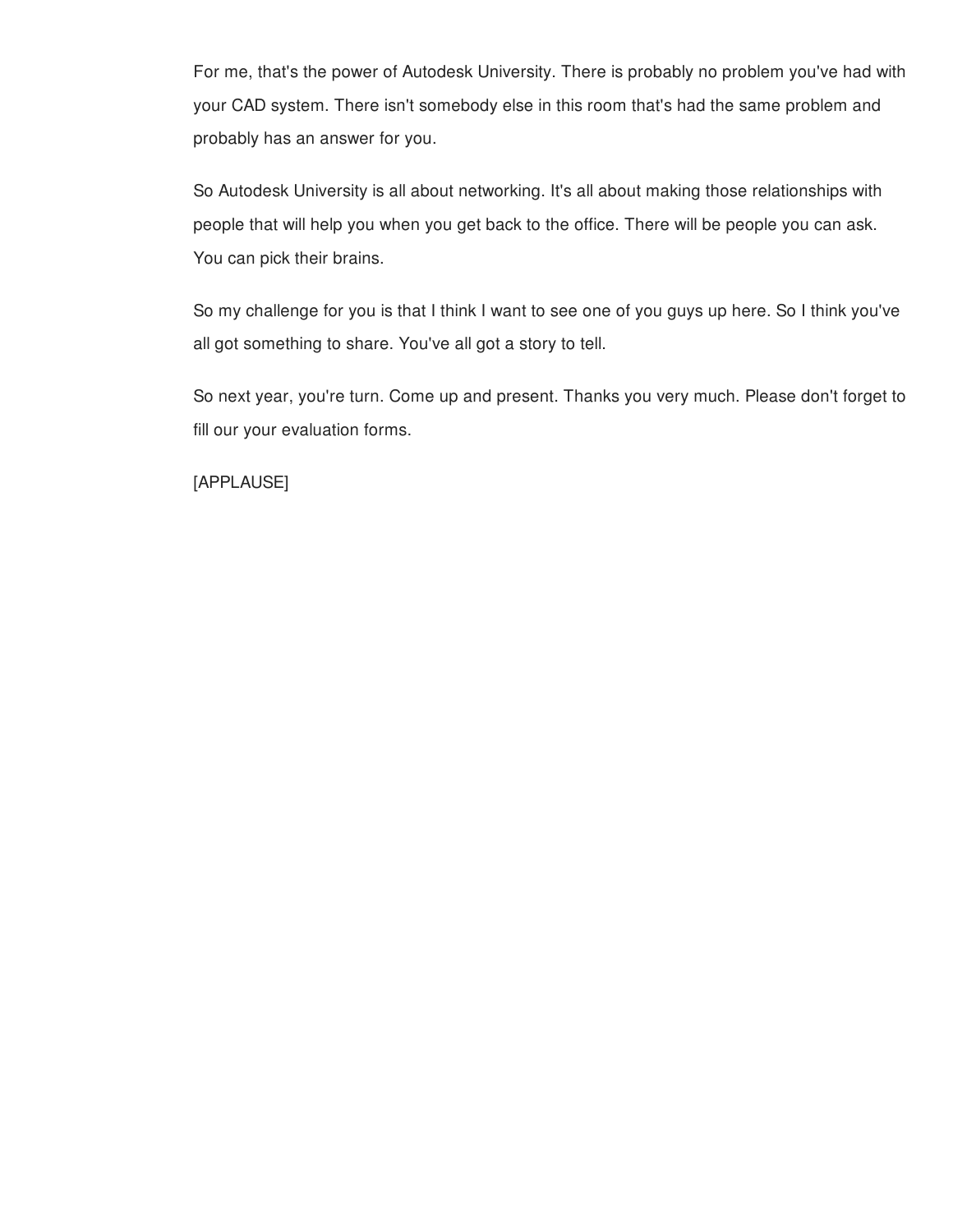For me, that's the power of Autodesk University. There is probably no problem you've had with your CAD system. There isn't somebody else in this room that's had the same problem and probably has an answer for you.

So Autodesk University is all about networking. It's all about making those relationships with people that will help you when you get back to the office. There will be people you can ask. You can pick their brains.

So my challenge for you is that I think I want to see one of you guys up here. So I think you've all got something to share. You've all got a story to tell.

So next year, you're turn. Come up and present. Thanks you very much. Please don't forget to fill our your evaluation forms.

[APPLAUSE]